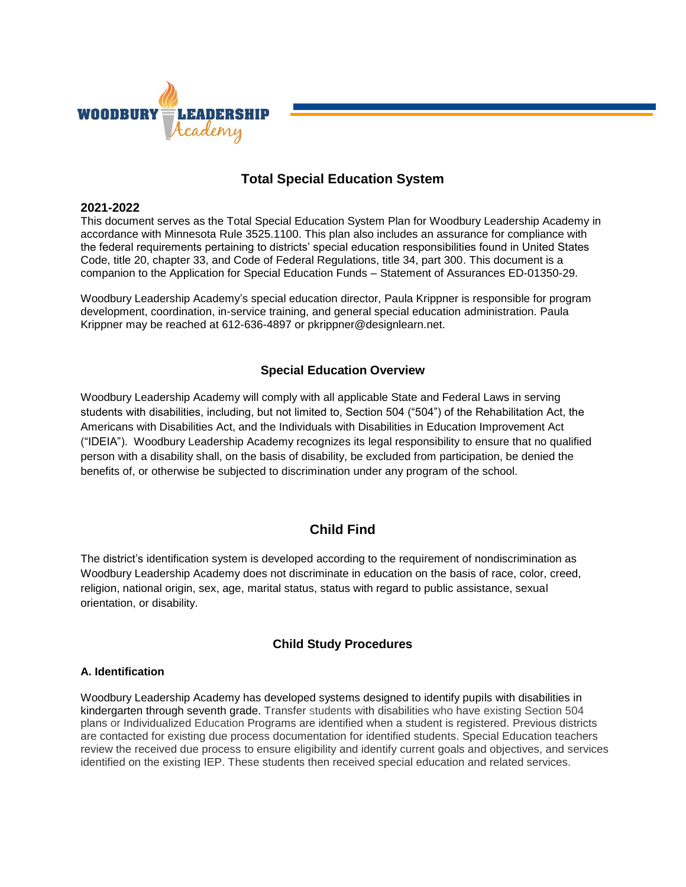# Total Special Education System

**2021-2022**

This document serves as the Total Special Education System Plan for Woodbury Leadership Academy in accordance with Minnesota Rule 3525.1100. This plan also includes an assurance for compliance with the federal requirements pertaining to districts' special education responsibilities found in United States Code, title 20, chapter 33, and Code of Federal Regulations, title 34, part 300. This document is a companion to the Application for Special Education Funds – Statement of Assurances ED-01350-29.

Woodbury Leadership Academy's special education director, Paula Krippner is responsible for program development, coordination, in-service training, and general special education administration. Paula Krippner may be reached at 612-636-4897 or pkrippner@designlearn.net.

## Special Education Overview

Woodbury Leadership Academy will comply with all applicable State and Federal Laws in serving students with disabilities, including, but not limited to, Section 504 ("504") of the Rehabilitation Act, the Americans with Disabilities Act, and the Individuals with Disabilities in Education Improvement Act ("IDEIA"). Woodbury Leadership Academy recognizes its legal responsibility to ensure that no qualified person with a disability shall, on the basis of disability, be excluded from participation, be denied the benefits of, or otherwise be subjected to discrimination under any program of the school.

## Child Find

The district's identification system is developed according to the requirement of nondiscrimination as Woodbury Leadership Academy does not discriminate in education on the basis of race, color, creed, religion, national origin, sex, age, marital status, status with regard to public assistance, sexual orientation, or disability.

## Child Study Procedures

### A. Identification

Woodbury Leadership Academy has developed systems designed to identify pupils with disabilities in kindergarten through seventh grade. Transfer students with disabilities who have existing Section 504 plans or Individualized Education Programs are identified when a student is registered. Previous districts are contacted for existing due process documentation for identified students. Special Education teachers review the received due process to ensure eligibility and identify current goals and objectives, and services identified on the existing IEP. These students then received special education and related services.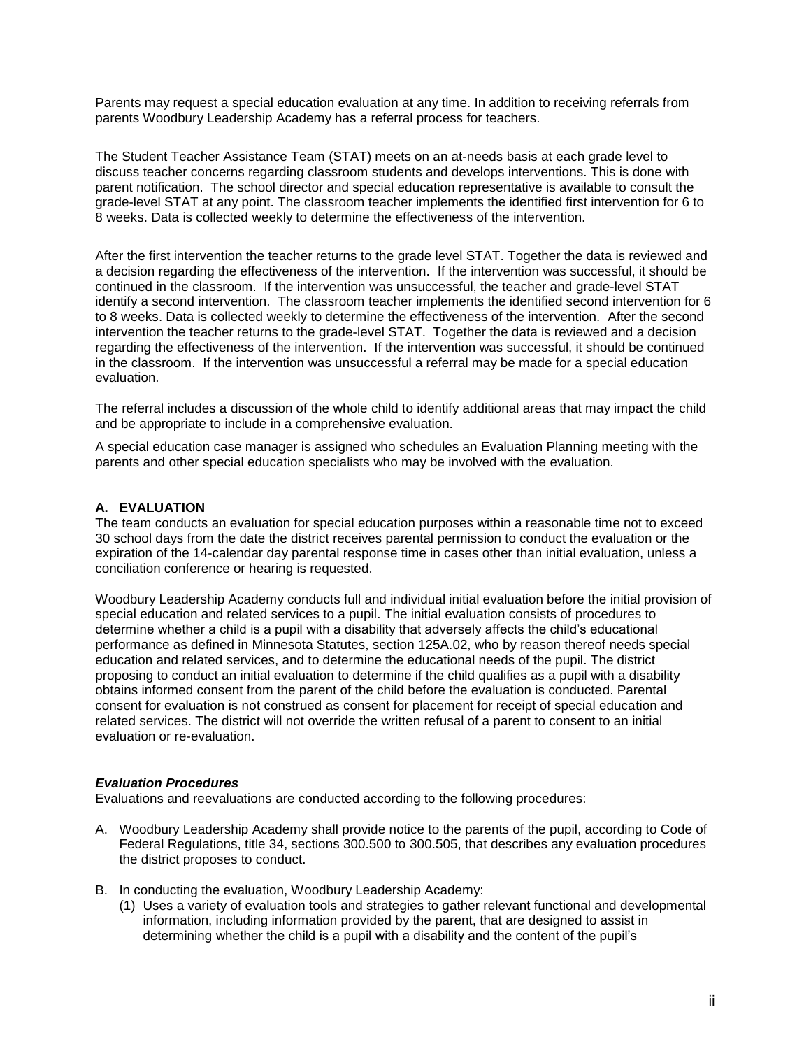Parents may request a special education evaluation at any time. In addition to receiving referrals from parents Woodbury Leadership Academy has a referral process for teachers.

The Student Teacher Assistance Team (STAT) meets on an at-needs basis at each grade level to discuss teacher concerns regarding classroom students and develops interventions. This is done with parent notification. The school director and special education representative is available to consult the grade-level STAT at any point. The classroom teacher implements the identified first intervention for 6 to 8 weeks. Data is collected weekly to determine the effectiveness of the intervention.

After the first intervention the teacher returns to the grade level STAT. Together the data is reviewed and a decision regarding the effectiveness of the intervention. If the intervention was successful, it should be continued in the classroom. If the intervention was unsuccessful, the teacher and grade-level STAT identify a second intervention. The classroom teacher implements the identified second intervention for 6 to 8 weeks. Data is collected weekly to determine the effectiveness of the intervention. After the second intervention the teacher returns to the grade-level STAT. Together the data is reviewed and a decision regarding the effectiveness of the intervention. If the intervention was successful, it should be continued in the classroom. If the intervention was unsuccessful a referral may be made for a special education evaluation.

The referral includes a discussion of the whole child to identify additional areas that may impact the child and be appropriate to include in a comprehensive evaluation.

A special education case manager is assigned who schedules an Evaluation Planning meeting with the parents and other special education specialists who may be involved with the evaluation.

## A. EVALUATION

The team conducts an evaluation for special education purposes within a reasonable time not to exceed 30 school days from the date the district receives parental permission to conduct the evaluation or the expiration of the 14-calendar day parental response time in cases other than initial evaluation, unless a conciliation conference or hearing is requested.

Woodbury Leadership Academy conducts full and individual initial evaluation before the initial provision of special education and related services to a pupil. The initial evaluation consists of procedures to determine whether a child is a pupil with a disability that adversely affects the child's educational performance as defined in Minnesota Statutes, section 125A.02, who by reason thereof needs special education and related services, and to determine the educational needs of the pupil. The district proposing to conduct an initial evaluation to determine if the child qualifies as a pupil with a disability obtains informed consent from the parent of the child before the evaluation is conducted. Parental consent for evaluation is not construed as consent for placement for receipt of special education and related services. The district will not override the written refusal of a parent to consent to an initial evaluation or re-evaluation.

### *Evaluation Procedures*

Evaluations and reevaluations are conducted according to the following procedures:

A. Woodbury Leadership Academy shall provide notice to the parents of the pupil, according to Code of Federal Regulations, title 34, sections 300.500 to 300.505, that describes any evaluation procedures the district proposes to conduct.

B. In conducting the evaluation, Woodbury Leadership Academy:
   (1) Uses a variety of evaluation tools and strategies to gather relevant functional and developmental information, including information provided by the parent, that are designed to assist in determining whether the child is a pupil with a disability and the content of the pupil's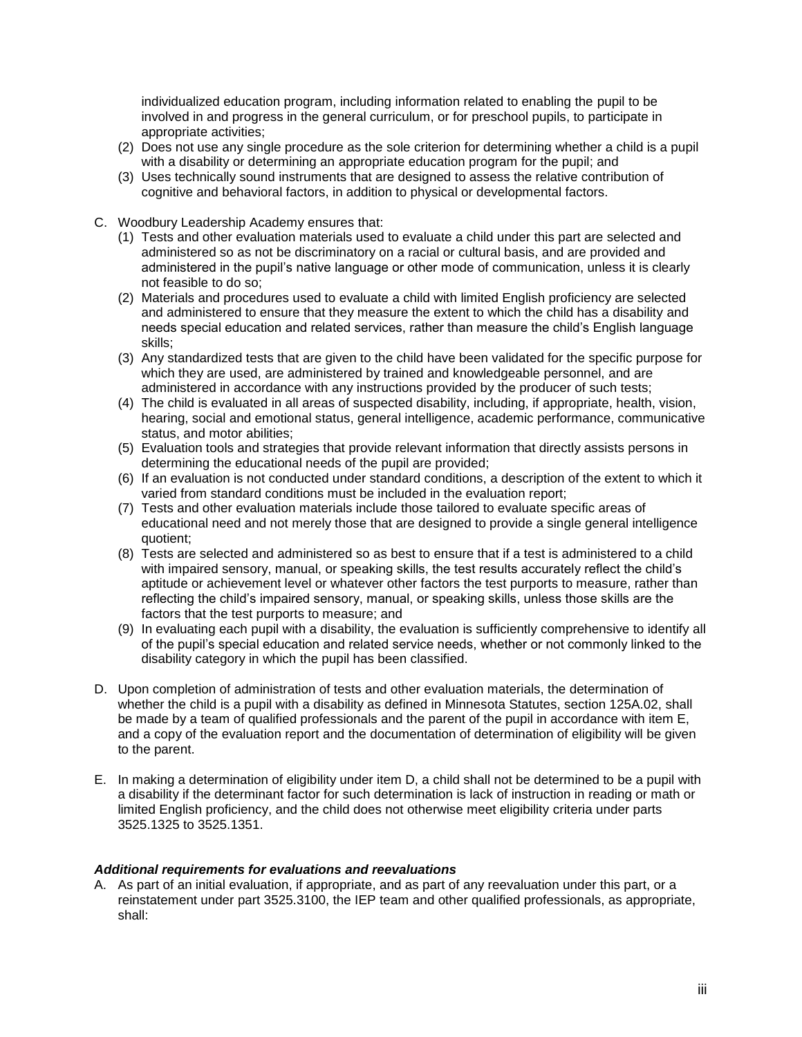individualized education program, including information related to enabling the pupil to be involved in and progress in the general curriculum, or for preschool pupils, to participate in appropriate activities;

(2) Does not use any single procedure as the sole criterion for determining whether a child is a pupil with a disability or determining an appropriate education program for the pupil; and

(3) Uses technically sound instruments that are designed to assess the relative contribution of cognitive and behavioral factors, in addition to physical or developmental factors.

C. Woodbury Leadership Academy ensures that:

(1) Tests and other evaluation materials used to evaluate a child under this part are selected and administered so as not be discriminatory on a racial or cultural basis, and are provided and administered in the pupil's native language or other mode of communication, unless it is clearly not feasible to do so;

(2) Materials and procedures used to evaluate a child with limited English proficiency are selected and administered to ensure that they measure the extent to which the child has a disability and needs special education and related services, rather than measure the child's English language skills;

(3) Any standardized tests that are given to the child have been validated for the specific purpose for which they are used, are administered by trained and knowledgeable personnel, and are administered in accordance with any instructions provided by the producer of such tests;

(4) The child is evaluated in all areas of suspected disability, including, if appropriate, health, vision, hearing, social and emotional status, general intelligence, academic performance, communicative status, and motor abilities;

(5) Evaluation tools and strategies that provide relevant information that directly assists persons in determining the educational needs of the pupil are provided;

(6) If an evaluation is not conducted under standard conditions, a description of the extent to which it varied from standard conditions must be included in the evaluation report;

(7) Tests and other evaluation materials include those tailored to evaluate specific areas of educational need and not merely those that are designed to provide a single general intelligence quotient;

(8) Tests are selected and administered so as best to ensure that if a test is administered to a child with impaired sensory, manual, or speaking skills, the test results accurately reflect the child's aptitude or achievement level or whatever other factors the test purports to measure, rather than reflecting the child's impaired sensory, manual, or speaking skills, unless those skills are the factors that the test purports to measure; and

(9) In evaluating each pupil with a disability, the evaluation is sufficiently comprehensive to identify all of the pupil's special education and related service needs, whether or not commonly linked to the disability category in which the pupil has been classified.

D. Upon completion of administration of tests and other evaluation materials, the determination of whether the child is a pupil with a disability as defined in Minnesota Statutes, section 125A.02, shall be made by a team of qualified professionals and the parent of the pupil in accordance with item E, and a copy of the evaluation report and the documentation of determination of eligibility will be given to the parent.

E. In making a determination of eligibility under item D, a child shall not be determined to be a pupil with a disability if the determinant factor for such determination is lack of instruction in reading or math or limited English proficiency, and the child does not otherwise meet eligibility criteria under parts 3525.1325 to 3525.1351.

***Additional requirements for evaluations and reevaluations***

A. As part of an initial evaluation, if appropriate, and as part of any reevaluation under this part, or a reinstatement under part 3525.3100, the IEP team and other qualified professionals, as appropriate, shall: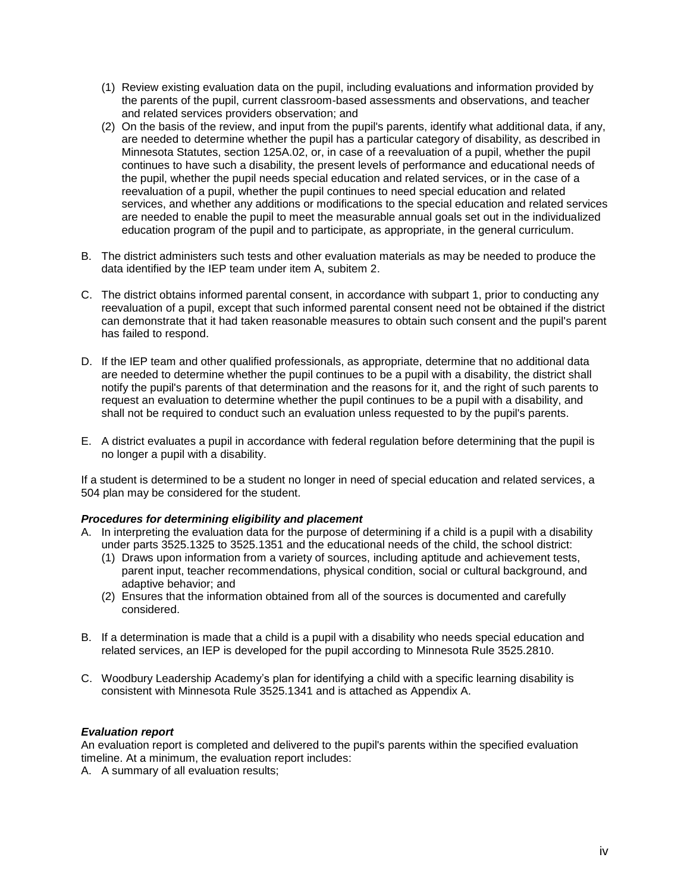(1) Review existing evaluation data on the pupil, including evaluations and information provided by the parents of the pupil, current classroom-based assessments and observations, and teacher and related services providers observation; and
   (2) On the basis of the review, and input from the pupil's parents, identify what additional data, if any, are needed to determine whether the pupil has a particular category of disability, as described in Minnesota Statutes, section 125A.02, or, in case of a reevaluation of a pupil, whether the pupil continues to have such a disability, the present levels of performance and educational needs of the pupil, whether the pupil needs special education and related services, or in the case of a reevaluation of a pupil, whether the pupil continues to need special education and related services, and whether any additions or modifications to the special education and related services are needed to enable the pupil to meet the measurable annual goals set out in the individualized education program of the pupil and to participate, as appropriate, in the general curriculum.

B. The district administers such tests and other evaluation materials as may be needed to produce the data identified by the IEP team under item A, subitem 2.

C. The district obtains informed parental consent, in accordance with subpart 1, prior to conducting any reevaluation of a pupil, except that such informed parental consent need not be obtained if the district can demonstrate that it had taken reasonable measures to obtain such consent and the pupil's parent has failed to respond.

D. If the IEP team and other qualified professionals, as appropriate, determine that no additional data are needed to determine whether the pupil continues to be a pupil with a disability, the district shall notify the pupil's parents of that determination and the reasons for it, and the right of such parents to request an evaluation to determine whether the pupil continues to be a pupil with a disability, and shall not be required to conduct such an evaluation unless requested to by the pupil's parents.

E. A district evaluates a pupil in accordance with federal regulation before determining that the pupil is no longer a pupil with a disability.

If a student is determined to be a student no longer in need of special education and related services, a 504 plan may be considered for the student.

***Procedures for determining eligibility and placement***

A. In interpreting the evaluation data for the purpose of determining if a child is a pupil with a disability under parts 3525.1325 to 3525.1351 and the educational needs of the child, the school district:
   (1) Draws upon information from a variety of sources, including aptitude and achievement tests, parent input, teacher recommendations, physical condition, social or cultural background, and adaptive behavior; and
   (2) Ensures that the information obtained from all of the sources is documented and carefully considered.

B. If a determination is made that a child is a pupil with a disability who needs special education and related services, an IEP is developed for the pupil according to Minnesota Rule 3525.2810.

C. Woodbury Leadership Academy's plan for identifying a child with a specific learning disability is consistent with Minnesota Rule 3525.1341 and is attached as Appendix A.

***Evaluation report***

An evaluation report is completed and delivered to the pupil's parents within the specified evaluation timeline. At a minimum, the evaluation report includes:

A. A summary of all evaluation results;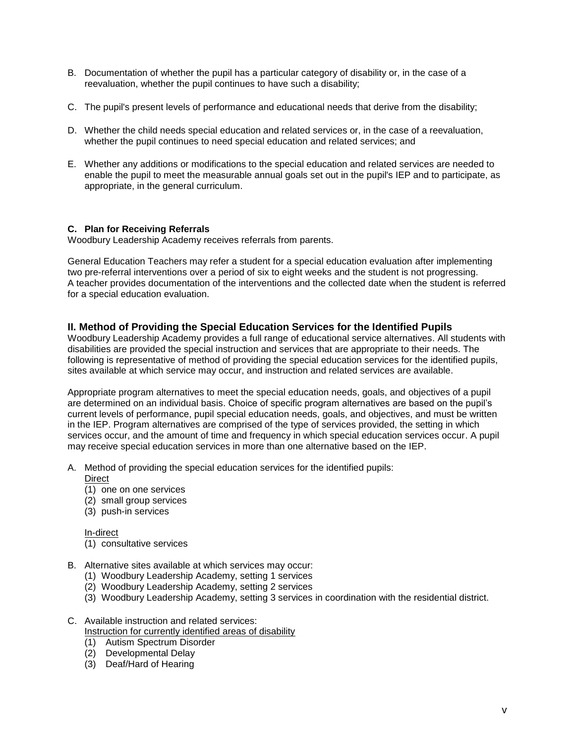B. Documentation of whether the pupil has a particular category of disability or, in the case of a reevaluation, whether the pupil continues to have such a disability;

C. The pupil's present levels of performance and educational needs that derive from the disability;

D. Whether the child needs special education and related services or, in the case of a reevaluation, whether the pupil continues to need special education and related services; and

E. Whether any additions or modifications to the special education and related services are needed to enable the pupil to meet the measurable annual goals set out in the pupil's IEP and to participate, as appropriate, in the general curriculum.

**C. Plan for Receiving Referrals**

Woodbury Leadership Academy receives referrals from parents.

General Education Teachers may refer a student for a special education evaluation after implementing two pre-referral interventions over a period of six to eight weeks and the student is not progressing. A teacher provides documentation of the interventions and the collected date when the student is referred for a special education evaluation.

## II. Method of Providing the Special Education Services for the Identified Pupils

Woodbury Leadership Academy provides a full range of educational service alternatives. All students with disabilities are provided the special instruction and services that are appropriate to their needs. The following is representative of method of providing the special education services for the identified pupils, sites available at which service may occur, and instruction and related services are available.

Appropriate program alternatives to meet the special education needs, goals, and objectives of a pupil are determined on an individual basis. Choice of specific program alternatives are based on the pupil's current levels of performance, pupil special education needs, goals, and objectives, and must be written in the IEP. Program alternatives are comprised of the type of services provided, the setting in which services occur, and the amount of time and frequency in which special education services occur. A pupil may receive special education services in more than one alternative based on the IEP.

A. Method of providing the special education services for the identified pupils:

   Direct
   
   (1) one on one services
   (2) small group services
   (3) push-in services

   In-direct
   
   (1) consultative services

B. Alternative sites available at which services may occur:
   (1) Woodbury Leadership Academy, setting 1 services
   (2) Woodbury Leadership Academy, setting 2 services
   (3) Woodbury Leadership Academy, setting 3 services in coordination with the residential district.

C. Available instruction and related services:

   Instruction for currently identified areas of disability
   
   (1) Autism Spectrum Disorder
   (2) Developmental Delay
   (3) Deaf/Hard of Hearing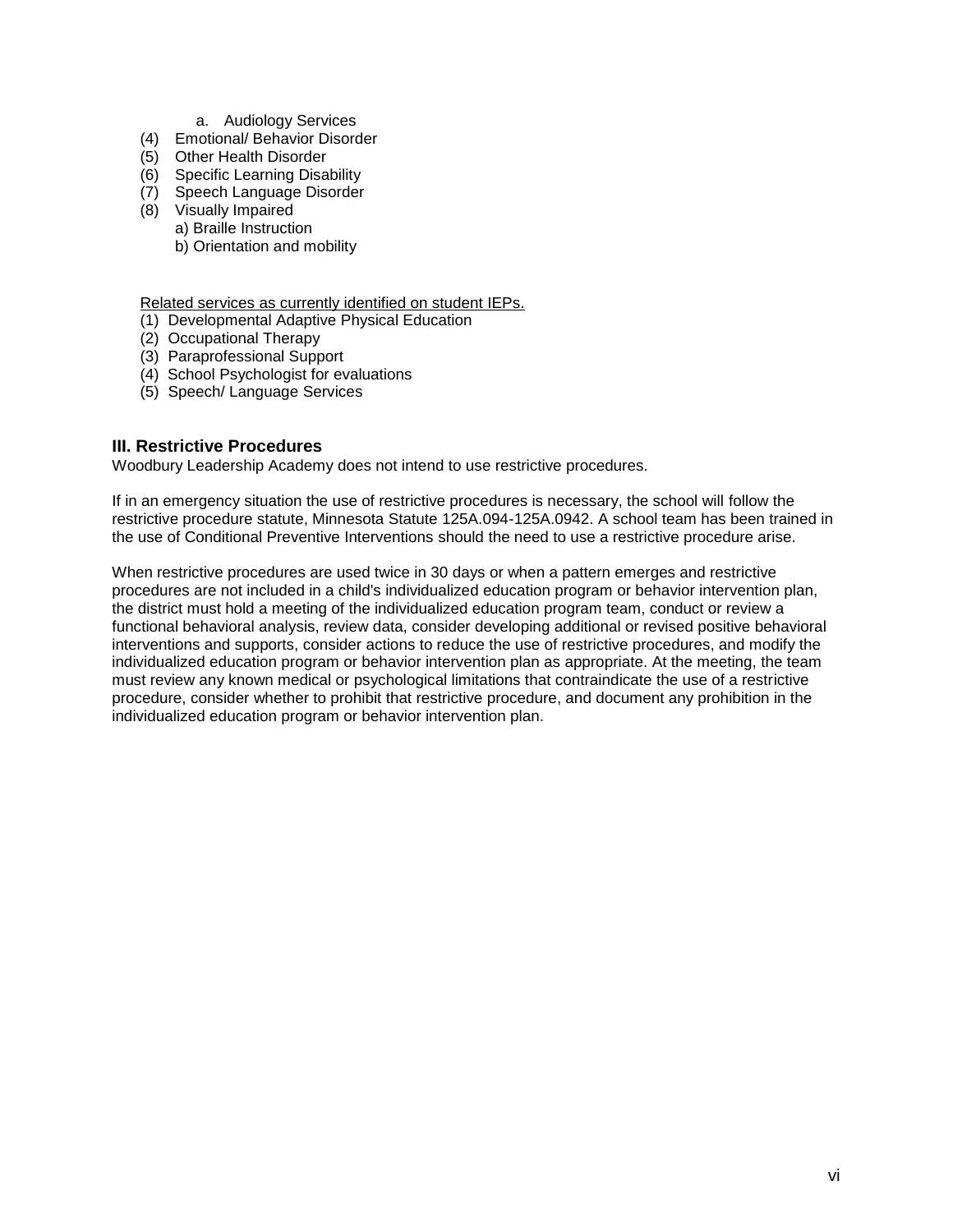a. Audiology Services

(4) Emotional/ Behavior Disorder
(5) Other Health Disorder
(6) Specific Learning Disability
(7) Speech Language Disorder
(8) Visually Impaired
    a) Braille Instruction
    b) Orientation and mobility

<u>Related services as currently identified on student IEPs.</u>

(1) Developmental Adaptive Physical Education
(2) Occupational Therapy
(3) Paraprofessional Support
(4) School Psychologist for evaluations
(5) Speech/ Language Services

### III. Restrictive Procedures

Woodbury Leadership Academy does not intend to use restrictive procedures.

If in an emergency situation the use of restrictive procedures is necessary, the school will follow the restrictive procedure statute, Minnesota Statute 125A.094-125A.0942. A school team has been trained in the use of Conditional Preventive Interventions should the need to use a restrictive procedure arise.

When restrictive procedures are used twice in 30 days or when a pattern emerges and restrictive procedures are not included in a child's individualized education program or behavior intervention plan, the district must hold a meeting of the individualized education program team, conduct or review a functional behavioral analysis, review data, consider developing additional or revised positive behavioral interventions and supports, consider actions to reduce the use of restrictive procedures, and modify the individualized education program or behavior intervention plan as appropriate. At the meeting, the team must review any known medical or psychological limitations that contraindicate the use of a restrictive procedure, consider whether to prohibit that restrictive procedure, and document any prohibition in the individualized education program or behavior intervention plan.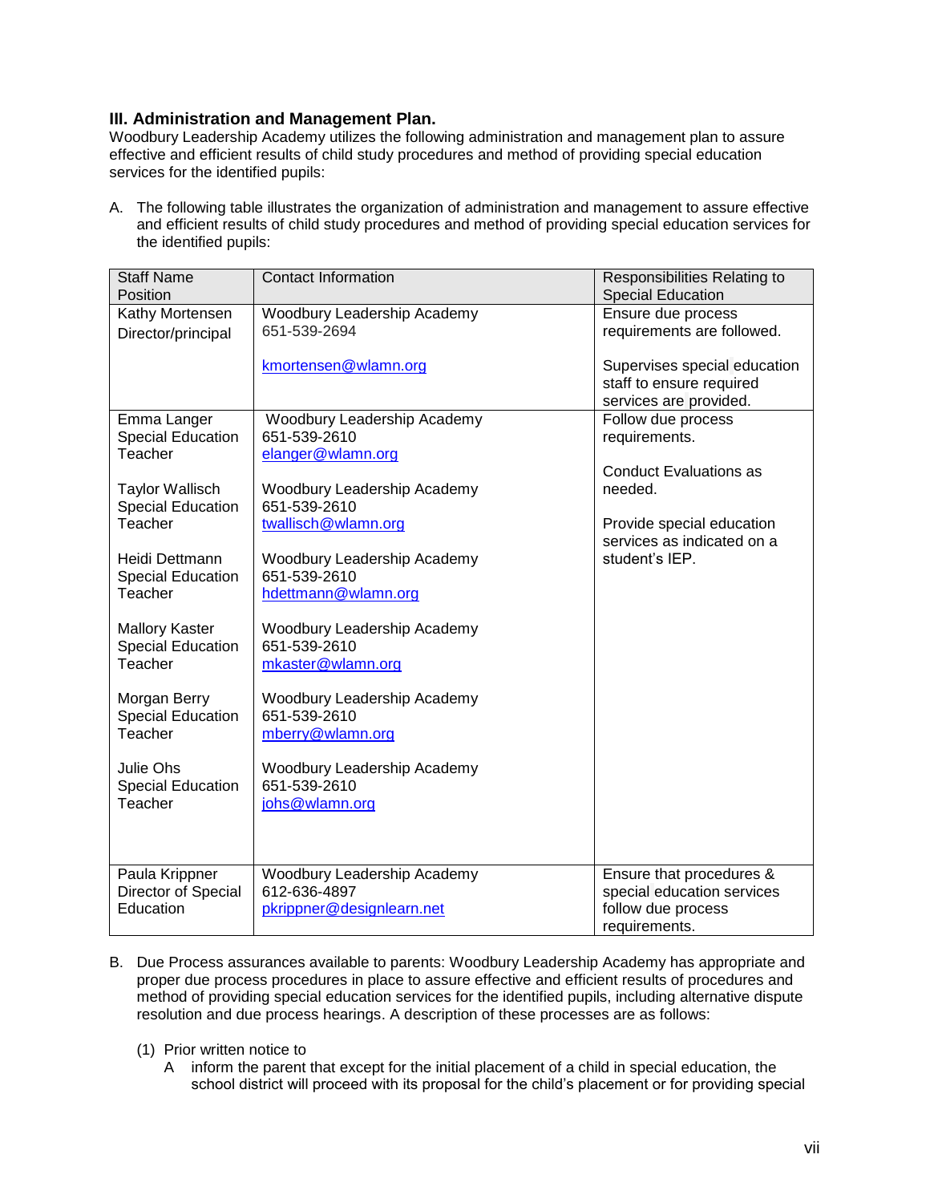### III. Administration and Management Plan.

Woodbury Leadership Academy utilizes the following administration and management plan to assure effective and efficient results of child study procedures and method of providing special education services for the identified pupils:

A. The following table illustrates the organization of administration and management to assure effective and efficient results of child study procedures and method of providing special education services for the identified pupils:

| Staff Name Position | Contact Information | Responsibilities Relating to Special Education |
|---|---|---|
| Kathy Mortensen Director/principal | Woodbury Leadership Academy 651-539-2694 kmortensen@wlamn.org | Ensure due process requirements are followed. Supervises special education staff to ensure required services are provided. |
| Emma Langer Special Education Teacher<br><br>Taylor Wallisch Special Education Teacher<br><br>Heidi Dettmann Special Education Teacher<br><br>Mallory Kaster Special Education Teacher<br><br>Morgan Berry Special Education Teacher<br><br>Julie Ohs Special Education Teacher | Woodbury Leadership Academy 651-539-2610 elanger@wlamn.org<br><br>Woodbury Leadership Academy 651-539-2610 twallisch@wlamn.org<br><br>Woodbury Leadership Academy 651-539-2610 hdettmann@wlamn.org<br><br>Woodbury Leadership Academy 651-539-2610 mkaster@wlamn.org<br><br>Woodbury Leadership Academy 651-539-2610 mberry@wlamn.org<br><br>Woodbury Leadership Academy 651-539-2610 johs@wlamn.org | Follow due process requirements.<br><br>Conduct Evaluations as needed.<br><br>Provide special education services as indicated on a student's IEP. |
| Paula Krippner Director of Special Education | Woodbury Leadership Academy 612-636-4897 pkrippner@designlearn.net | Ensure that procedures & special education services follow due process requirements. |

B. Due Process assurances available to parents: Woodbury Leadership Academy has appropriate and proper due process procedures in place to assure effective and efficient results of procedures and method of providing special education services for the identified pupils, including alternative dispute resolution and due process hearings. A description of these processes are as follows:

(1) Prior written notice to

A inform the parent that except for the initial placement of a child in special education, the school district will proceed with its proposal for the child's placement or for providing special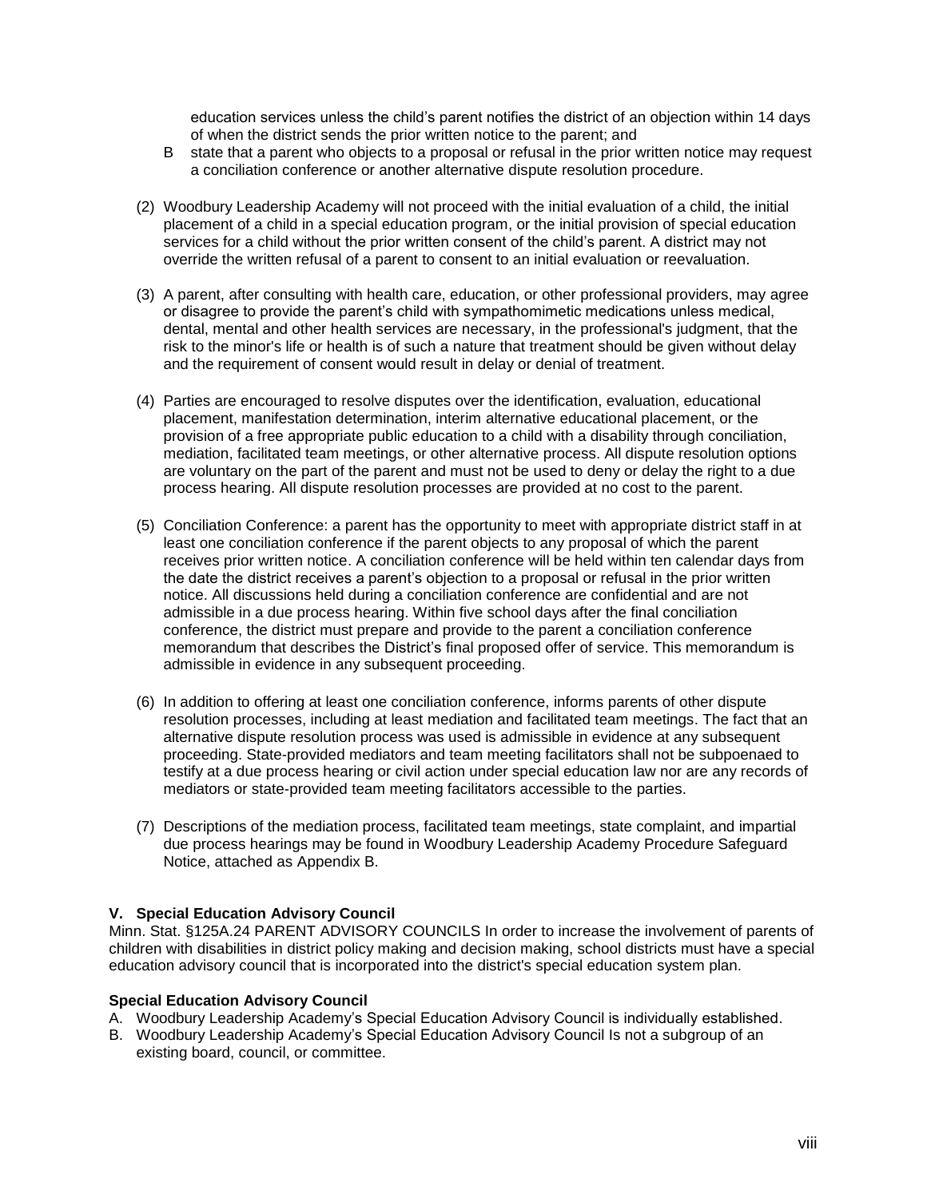education services unless the child's parent notifies the district of an objection within 14 days of when the district sends the prior written notice to the parent; and

B state that a parent who objects to a proposal or refusal in the prior written notice may request a conciliation conference or another alternative dispute resolution procedure.

(2) Woodbury Leadership Academy will not proceed with the initial evaluation of a child, the initial placement of a child in a special education program, or the initial provision of special education services for a child without the prior written consent of the child's parent. A district may not override the written refusal of a parent to consent to an initial evaluation or reevaluation.

(3) A parent, after consulting with health care, education, or other professional providers, may agree or disagree to provide the parent's child with sympathomimetic medications unless medical, dental, mental and other health services are necessary, in the professional's judgment, that the risk to the minor's life or health is of such a nature that treatment should be given without delay and the requirement of consent would result in delay or denial of treatment.

(4) Parties are encouraged to resolve disputes over the identification, evaluation, educational placement, manifestation determination, interim alternative educational placement, or the provision of a free appropriate public education to a child with a disability through conciliation, mediation, facilitated team meetings, or other alternative process. All dispute resolution options are voluntary on the part of the parent and must not be used to deny or delay the right to a due process hearing. All dispute resolution processes are provided at no cost to the parent.

(5) Conciliation Conference: a parent has the opportunity to meet with appropriate district staff in at least one conciliation conference if the parent objects to any proposal of which the parent receives prior written notice. A conciliation conference will be held within ten calendar days from the date the district receives a parent's objection to a proposal or refusal in the prior written notice. All discussions held during a conciliation conference are confidential and are not admissible in a due process hearing. Within five school days after the final conciliation conference, the district must prepare and provide to the parent a conciliation conference memorandum that describes the District's final proposed offer of service. This memorandum is admissible in evidence in any subsequent proceeding.

(6) In addition to offering at least one conciliation conference, informs parents of other dispute resolution processes, including at least mediation and facilitated team meetings. The fact that an alternative dispute resolution process was used is admissible in evidence at any subsequent proceeding. State-provided mediators and team meeting facilitators shall not be subpoenaed to testify at a due process hearing or civil action under special education law nor are any records of mediators or state-provided team meeting facilitators accessible to the parties.

(7) Descriptions of the mediation process, facilitated team meetings, state complaint, and impartial due process hearings may be found in Woodbury Leadership Academy Procedure Safeguard Notice, attached as Appendix B.

## V. Special Education Advisory Council

Minn. Stat. §125A.24 PARENT ADVISORY COUNCILS In order to increase the involvement of parents of children with disabilities in district policy making and decision making, school districts must have a special education advisory council that is incorporated into the district's special education system plan.

### Special Education Advisory Council

A. Woodbury Leadership Academy's Special Education Advisory Council is individually established.
B. Woodbury Leadership Academy's Special Education Advisory Council Is not a subgroup of an existing board, council, or committee.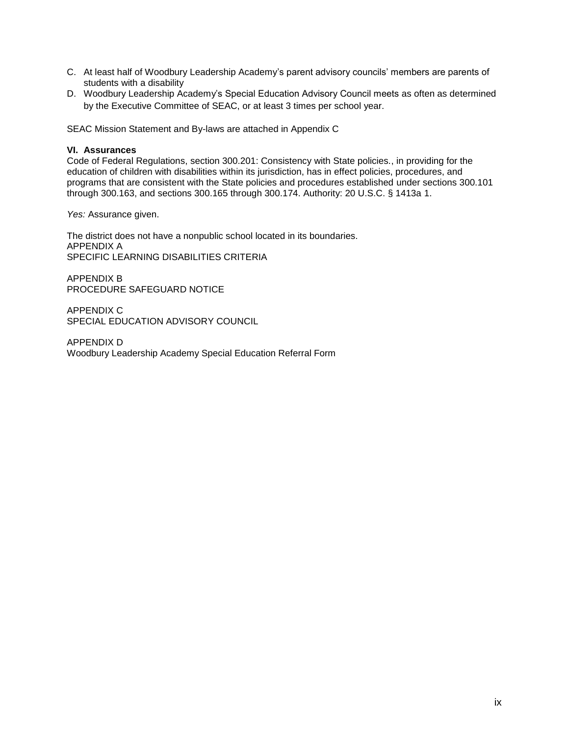C. At least half of Woodbury Leadership Academy's parent advisory councils' members are parents of students with a disability
D. Woodbury Leadership Academy's Special Education Advisory Council meets as often as determined by the Executive Committee of SEAC, or at least 3 times per school year.

SEAC Mission Statement and By-laws are attached in Appendix C

**VI. Assurances**
Code of Federal Regulations, section 300.201: Consistency with State policies., in providing for the education of children with disabilities within its jurisdiction, has in effect policies, procedures, and programs that are consistent with the State policies and procedures established under sections 300.101 through 300.163, and sections 300.165 through 300.174. Authority: 20 U.S.C. § 1413a 1.

*Yes:* Assurance given.

The district does not have a nonpublic school located in its boundaries.
APPENDIX A
SPECIFIC LEARNING DISABILITIES CRITERIA

APPENDIX B
PROCEDURE SAFEGUARD NOTICE

APPENDIX C
SPECIAL EDUCATION ADVISORY COUNCIL

APPENDIX D
Woodbury Leadership Academy Special Education Referral Form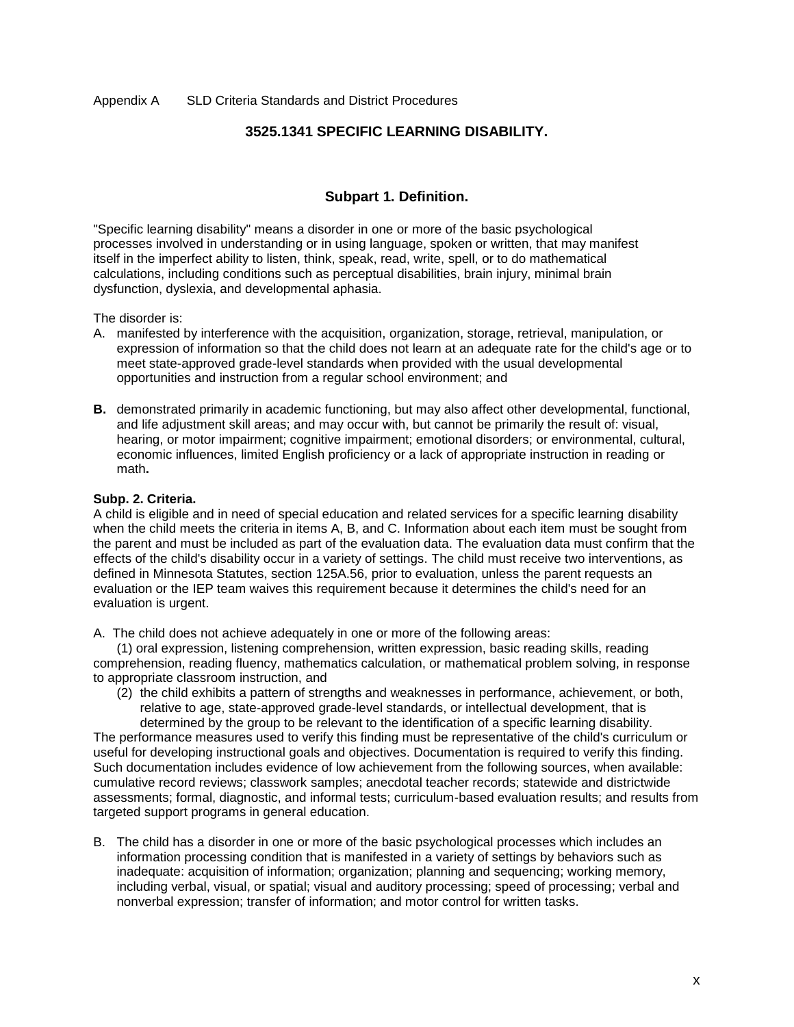Appendix A SLD Criteria Standards and District Procedures

## 3525.1341 SPECIFIC LEARNING DISABILITY.

### Subpart 1. Definition.

"Specific learning disability" means a disorder in one or more of the basic psychological processes involved in understanding or in using language, spoken or written, that may manifest itself in the imperfect ability to listen, think, speak, read, write, spell, or to do mathematical calculations, including conditions such as perceptual disabilities, brain injury, minimal brain dysfunction, dyslexia, and developmental aphasia.

The disorder is:

A. manifested by interference with the acquisition, organization, storage, retrieval, manipulation, or expression of information so that the child does not learn at an adequate rate for the child's age or to meet state-approved grade-level standards when provided with the usual developmental opportunities and instruction from a regular school environment; and

**B.** demonstrated primarily in academic functioning, but may also affect other developmental, functional, and life adjustment skill areas; and may occur with, but cannot be primarily the result of: visual, hearing, or motor impairment; cognitive impairment; emotional disorders; or environmental, cultural, economic influences, limited English proficiency or a lack of appropriate instruction in reading or math**.**

**Subp. 2. Criteria.**
A child is eligible and in need of special education and related services for a specific learning disability when the child meets the criteria in items A, B, and C. Information about each item must be sought from the parent and must be included as part of the evaluation data. The evaluation data must confirm that the effects of the child's disability occur in a variety of settings. The child must receive two interventions, as defined in Minnesota Statutes, section 125A.56, prior to evaluation, unless the parent requests an evaluation or the IEP team waives this requirement because it determines the child's need for an evaluation is urgent.

A. The child does not achieve adequately in one or more of the following areas:

(1) oral expression, listening comprehension, written expression, basic reading skills, reading comprehension, reading fluency, mathematics calculation, or mathematical problem solving, in response to appropriate classroom instruction, and

(2) the child exhibits a pattern of strengths and weaknesses in performance, achievement, or both, relative to age, state-approved grade-level standards, or intellectual development, that is determined by the group to be relevant to the identification of a specific learning disability.

The performance measures used to verify this finding must be representative of the child's curriculum or useful for developing instructional goals and objectives. Documentation is required to verify this finding. Such documentation includes evidence of low achievement from the following sources, when available: cumulative record reviews; classwork samples; anecdotal teacher records; statewide and districtwide assessments; formal, diagnostic, and informal tests; curriculum-based evaluation results; and results from targeted support programs in general education.

B. The child has a disorder in one or more of the basic psychological processes which includes an information processing condition that is manifested in a variety of settings by behaviors such as inadequate: acquisition of information; organization; planning and sequencing; working memory, including verbal, visual, or spatial; visual and auditory processing; speed of processing; verbal and nonverbal expression; transfer of information; and motor control for written tasks.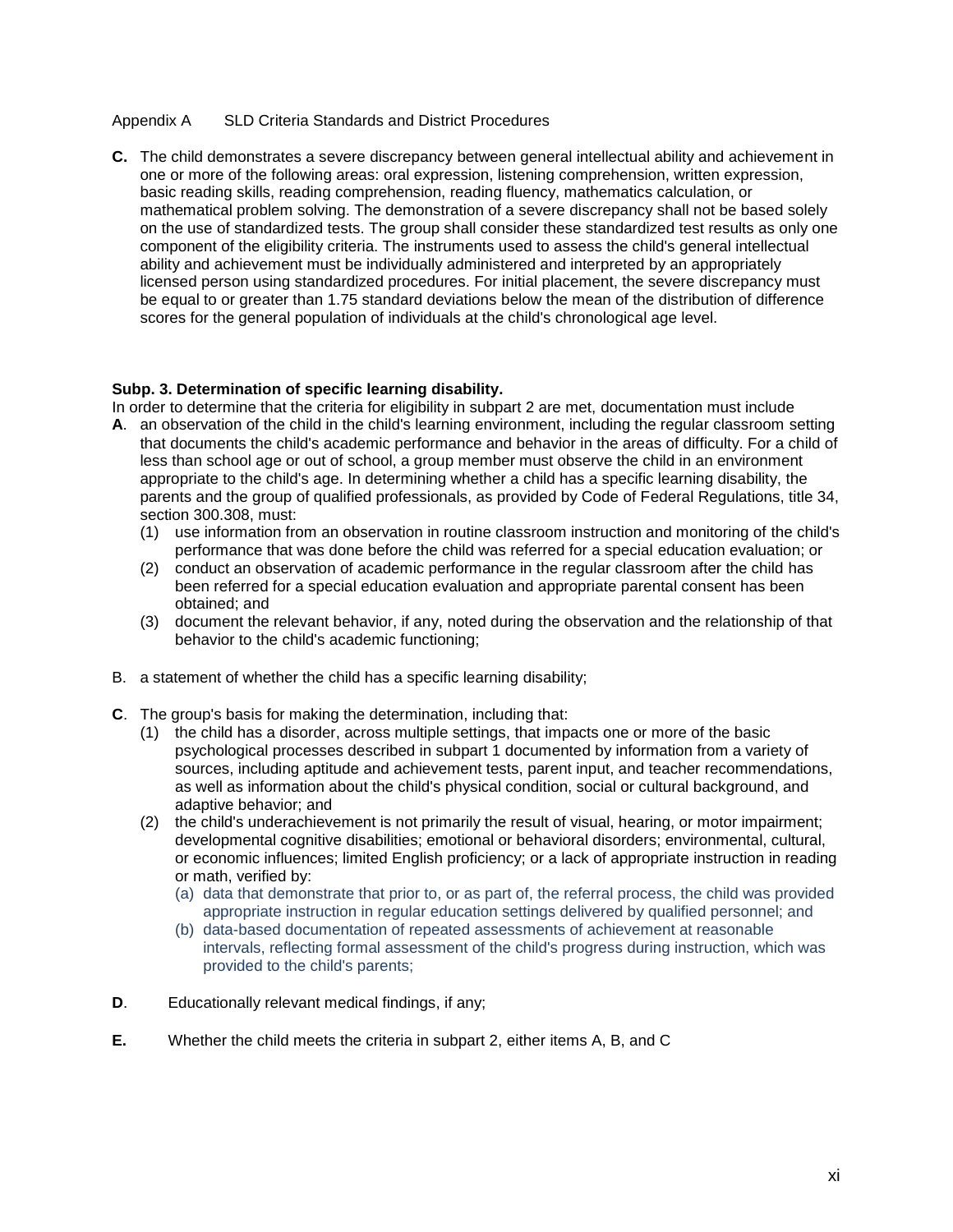Appendix A SLD Criteria Standards and District Procedures

**C.** The child demonstrates a severe discrepancy between general intellectual ability and achievement in one or more of the following areas: oral expression, listening comprehension, written expression, basic reading skills, reading comprehension, reading fluency, mathematics calculation, or mathematical problem solving. The demonstration of a severe discrepancy shall not be based solely on the use of standardized tests. The group shall consider these standardized test results as only one component of the eligibility criteria. The instruments used to assess the child's general intellectual ability and achievement must be individually administered and interpreted by an appropriately licensed person using standardized procedures. For initial placement, the severe discrepancy must be equal to or greater than 1.75 standard deviations below the mean of the distribution of difference scores for the general population of individuals at the child's chronological age level.

**Subp. 3. Determination of specific learning disability.**

In order to determine that the criteria for eligibility in subpart 2 are met, documentation must include

**A**. an observation of the child in the child's learning environment, including the regular classroom setting that documents the child's academic performance and behavior in the areas of difficulty. For a child of less than school age or out of school, a group member must observe the child in an environment appropriate to the child's age. In determining whether a child has a specific learning disability, the parents and the group of qualified professionals, as provided by Code of Federal Regulations, title 34, section 300.308, must:

(1) use information from an observation in routine classroom instruction and monitoring of the child's performance that was done before the child was referred for a special education evaluation; or

(2) conduct an observation of academic performance in the regular classroom after the child has been referred for a special education evaluation and appropriate parental consent has been obtained; and

(3) document the relevant behavior, if any, noted during the observation and the relationship of that behavior to the child's academic functioning;

B. a statement of whether the child has a specific learning disability;

**C**. The group's basis for making the determination, including that:

(1) the child has a disorder, across multiple settings, that impacts one or more of the basic psychological processes described in subpart 1 documented by information from a variety of sources, including aptitude and achievement tests, parent input, and teacher recommendations, as well as information about the child's physical condition, social or cultural background, and adaptive behavior; and

(2) the child's underachievement is not primarily the result of visual, hearing, or motor impairment; developmental cognitive disabilities; emotional or behavioral disorders; environmental, cultural, or economic influences; limited English proficiency; or a lack of appropriate instruction in reading or math, verified by:

(a) data that demonstrate that prior to, or as part of, the referral process, the child was provided appropriate instruction in regular education settings delivered by qualified personnel; and

(b) data-based documentation of repeated assessments of achievement at reasonable intervals, reflecting formal assessment of the child's progress during instruction, which was provided to the child's parents;

**D**. Educationally relevant medical findings, if any;

**E.** Whether the child meets the criteria in subpart 2, either items A, B, and C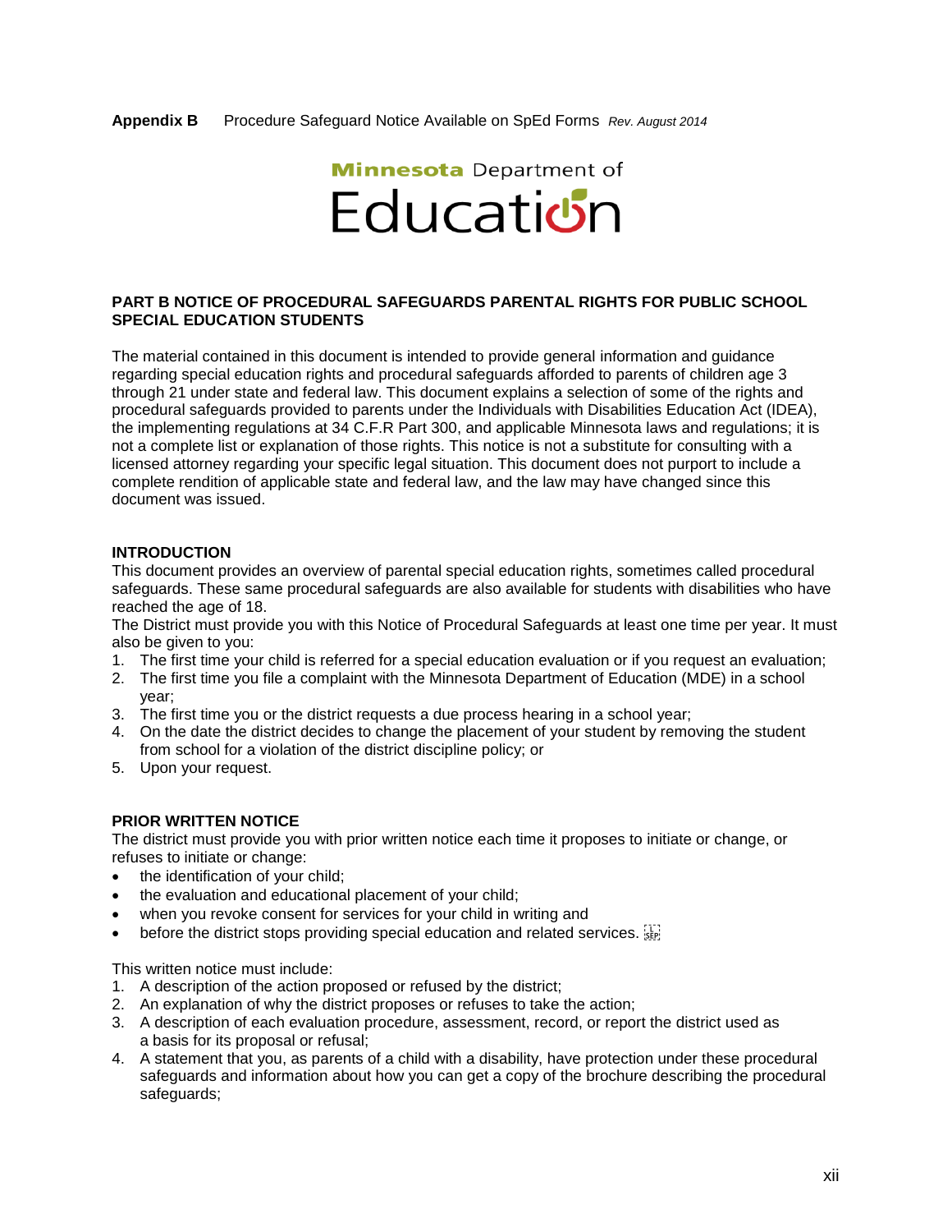**Appendix B** Procedure Safeguard Notice Available on SpEd Forms *Rev. August 2014*

Minnesota Department of Education

**PART B NOTICE OF PROCEDURAL SAFEGUARDS PARENTAL RIGHTS FOR PUBLIC SCHOOL SPECIAL EDUCATION STUDENTS**

The material contained in this document is intended to provide general information and guidance regarding special education rights and procedural safeguards afforded to parents of children age 3 through 21 under state and federal law. This document explains a selection of some of the rights and procedural safeguards provided to parents under the Individuals with Disabilities Education Act (IDEA), the implementing regulations at 34 C.F.R Part 300, and applicable Minnesota laws and regulations; it is not a complete list or explanation of those rights. This notice is not a substitute for consulting with a licensed attorney regarding your specific legal situation. This document does not purport to include a complete rendition of applicable state and federal law, and the law may have changed since this document was issued.

**INTRODUCTION**

This document provides an overview of parental special education rights, sometimes called procedural safeguards. These same procedural safeguards are also available for students with disabilities who have reached the age of 18.

The District must provide you with this Notice of Procedural Safeguards at least one time per year. It must also be given to you:

1. The first time your child is referred for a special education evaluation or if you request an evaluation;
2. The first time you file a complaint with the Minnesota Department of Education (MDE) in a school year;
3. The first time you or the district requests a due process hearing in a school year;
4. On the date the district decides to change the placement of your student by removing the student from school for a violation of the district discipline policy; or
5. Upon your request.

**PRIOR WRITTEN NOTICE**

The district must provide you with prior written notice each time it proposes to initiate or change, or refuses to initiate or change:

- the identification of your child;
- the evaluation and educational placement of your child;
- when you revoke consent for services for your child in writing and
- before the district stops providing special education and related services.

This written notice must include:

1. A description of the action proposed or refused by the district;
2. An explanation of why the district proposes or refuses to take the action;
3. A description of each evaluation procedure, assessment, record, or report the district used as a basis for its proposal or refusal;
4. A statement that you, as parents of a child with a disability, have protection under these procedural safeguards and information about how you can get a copy of the brochure describing the procedural safeguards;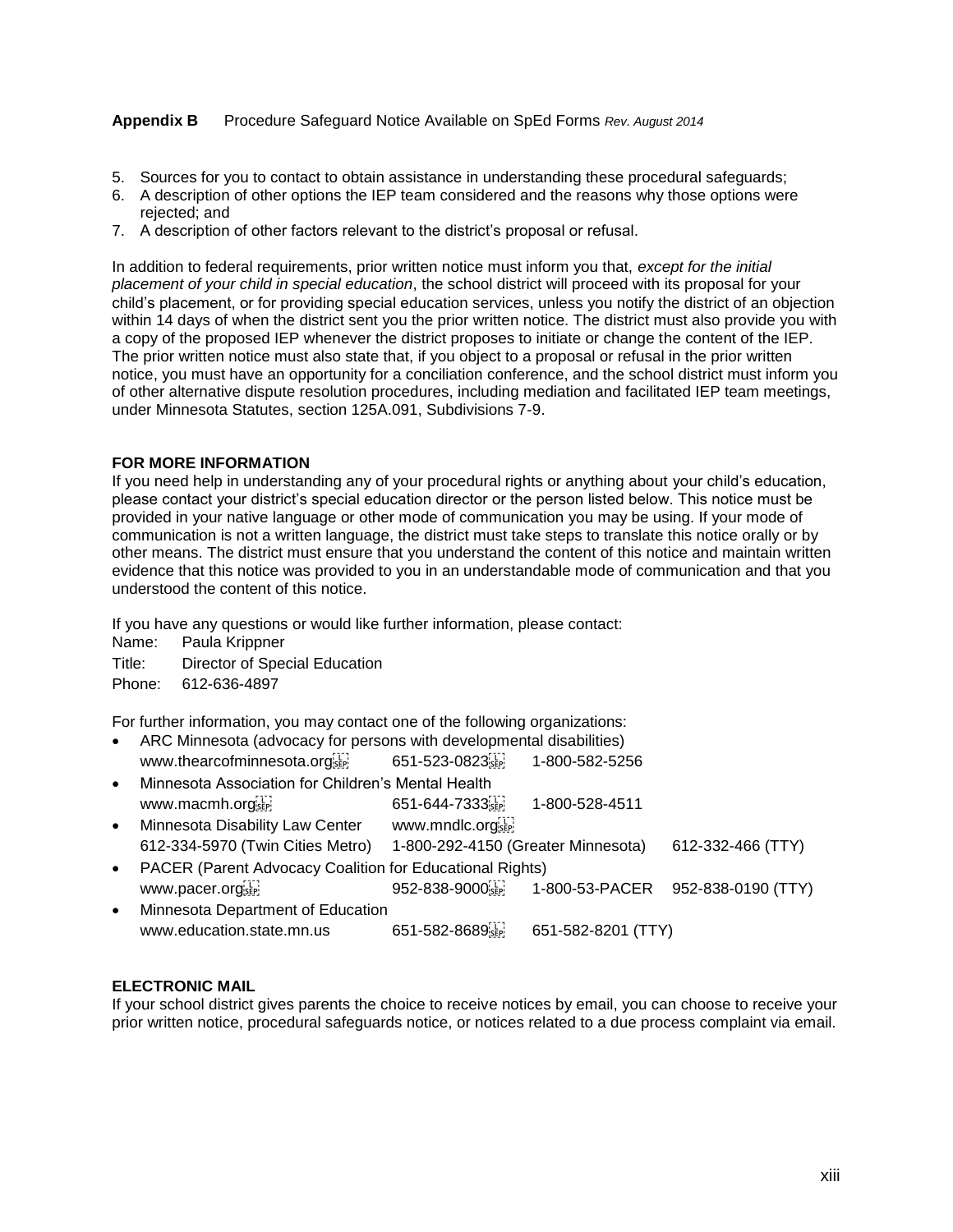5. Sources for you to contact to obtain assistance in understanding these procedural safeguards;
6. A description of other options the IEP team considered and the reasons why those options were rejected; and
7. A description of other factors relevant to the district's proposal or refusal.

In addition to federal requirements, prior written notice must inform you that, *except for the initial placement of your child in special education*, the school district will proceed with its proposal for your child's placement, or for providing special education services, unless you notify the district of an objection within 14 days of when the district sent you the prior written notice. The district must also provide you with a copy of the proposed IEP whenever the district proposes to initiate or change the content of the IEP. The prior written notice must also state that, if you object to a proposal or refusal in the prior written notice, you must have an opportunity for a conciliation conference, and the school district must inform you of other alternative dispute resolution procedures, including mediation and facilitated IEP team meetings, under Minnesota Statutes, section 125A.091, Subdivisions 7-9.

**FOR MORE INFORMATION**

If you need help in understanding any of your procedural rights or anything about your child's education, please contact your district's special education director or the person listed below. This notice must be provided in your native language or other mode of communication you may be using. If your mode of communication is not a written language, the district must take steps to translate this notice orally or by other means. The district must ensure that you understand the content of this notice and maintain written evidence that this notice was provided to you in an understandable mode of communication and that you understood the content of this notice.

If you have any questions or would like further information, please contact:

Name: Paula Krippner
Title: Director of Special Education
Phone: 612-636-4897

For further information, you may contact one of the following organizations:

- ARC Minnesota (advocacy for persons with developmental disabilities)
  www.thearcofminnesota.org 651-523-0823 1-800-582-5256
- Minnesota Association for Children's Mental Health
  www.macmh.org 651-644-7333 1-800-528-4511
- Minnesota Disability Law Center www.mndlc.org
  612-334-5970 (Twin Cities Metro) 1-800-292-4150 (Greater Minnesota) 612-332-466 (TTY)
- PACER (Parent Advocacy Coalition for Educational Rights)
  www.pacer.org 952-838-9000 1-800-53-PACER 952-838-0190 (TTY)
- Minnesota Department of Education
  www.education.state.mn.us 651-582-8689 651-582-8201 (TTY)

**ELECTRONIC MAIL**

If your school district gives parents the choice to receive notices by email, you can choose to receive your prior written notice, procedural safeguards notice, or notices related to a due process complaint via email.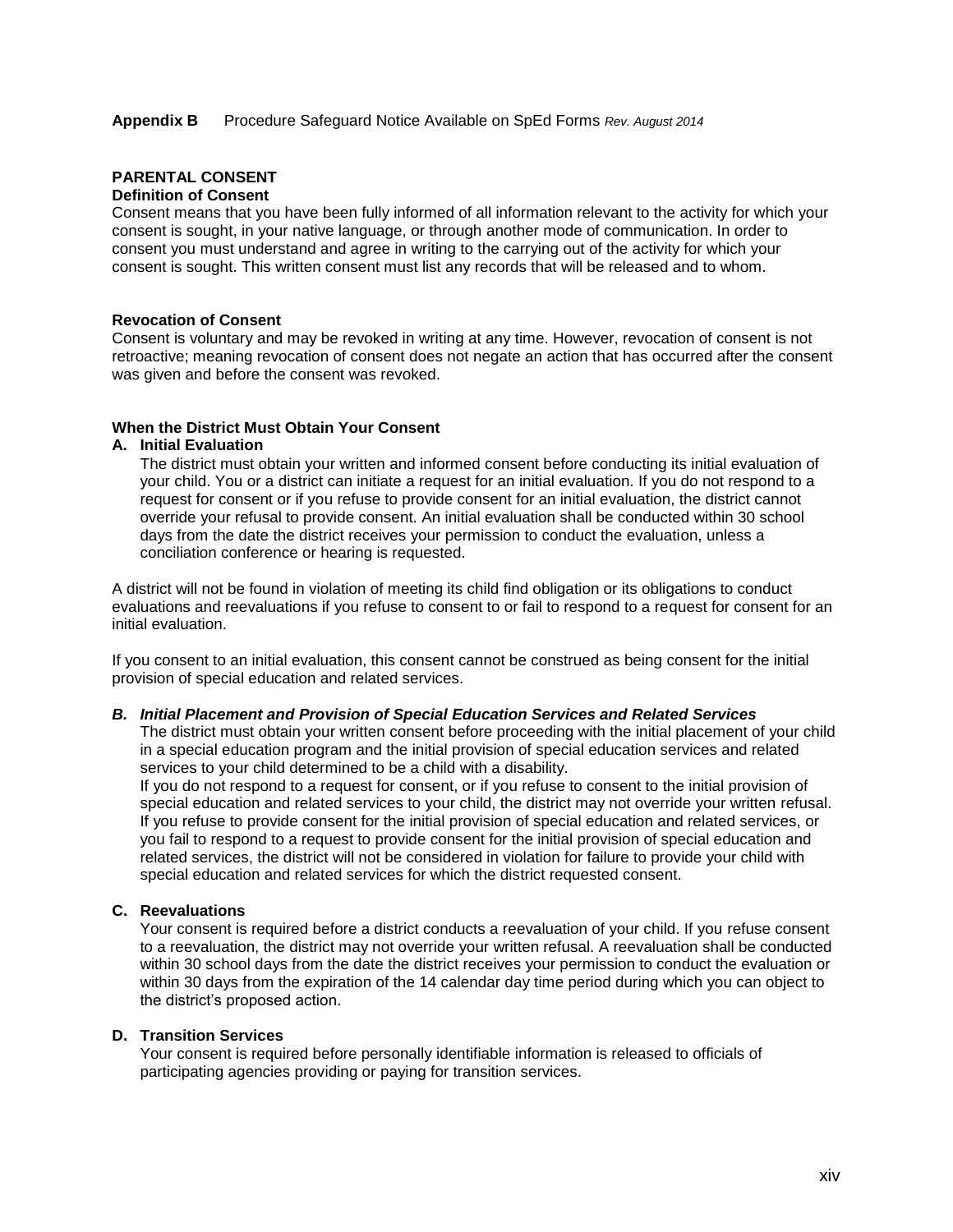**Appendix B** Procedure Safeguard Notice Available on SpEd Forms *Rev. August 2014*

## PARENTAL CONSENT

### Definition of Consent

Consent means that you have been fully informed of all information relevant to the activity for which your consent is sought, in your native language, or through another mode of communication. In order to consent you must understand and agree in writing to the carrying out of the activity for which your consent is sought. This written consent must list any records that will be released and to whom.

### Revocation of Consent

Consent is voluntary and may be revoked in writing at any time. However, revocation of consent is not retroactive; meaning revocation of consent does not negate an action that has occurred after the consent was given and before the consent was revoked.

### When the District Must Obtain Your Consent

**A. Initial Evaluation**

The district must obtain your written and informed consent before conducting its initial evaluation of your child. You or a district can initiate a request for an initial evaluation. If you do not respond to a request for consent or if you refuse to provide consent for an initial evaluation, the district cannot override your refusal to provide consent. An initial evaluation shall be conducted within 30 school days from the date the district receives your permission to conduct the evaluation, unless a conciliation conference or hearing is requested.

A district will not be found in violation of meeting its child find obligation or its obligations to conduct evaluations and reevaluations if you refuse to consent to or fail to respond to a request for consent for an initial evaluation.

If you consent to an initial evaluation, this consent cannot be construed as being consent for the initial provision of special education and related services.

***B. Initial Placement and Provision of Special Education Services and Related Services***

The district must obtain your written consent before proceeding with the initial placement of your child in a special education program and the initial provision of special education services and related services to your child determined to be a child with a disability.

If you do not respond to a request for consent, or if you refuse to consent to the initial provision of special education and related services to your child, the district may not override your written refusal. If you refuse to provide consent for the initial provision of special education and related services, or you fail to respond to a request to provide consent for the initial provision of special education and related services, the district will not be considered in violation for failure to provide your child with special education and related services for which the district requested consent.

**C. Reevaluations**

Your consent is required before a district conducts a reevaluation of your child. If you refuse consent to a reevaluation, the district may not override your written refusal. A reevaluation shall be conducted within 30 school days from the date the district receives your permission to conduct the evaluation or within 30 days from the expiration of the 14 calendar day time period during which you can object to the district's proposed action.

**D. Transition Services**

Your consent is required before personally identifiable information is released to officials of participating agencies providing or paying for transition services.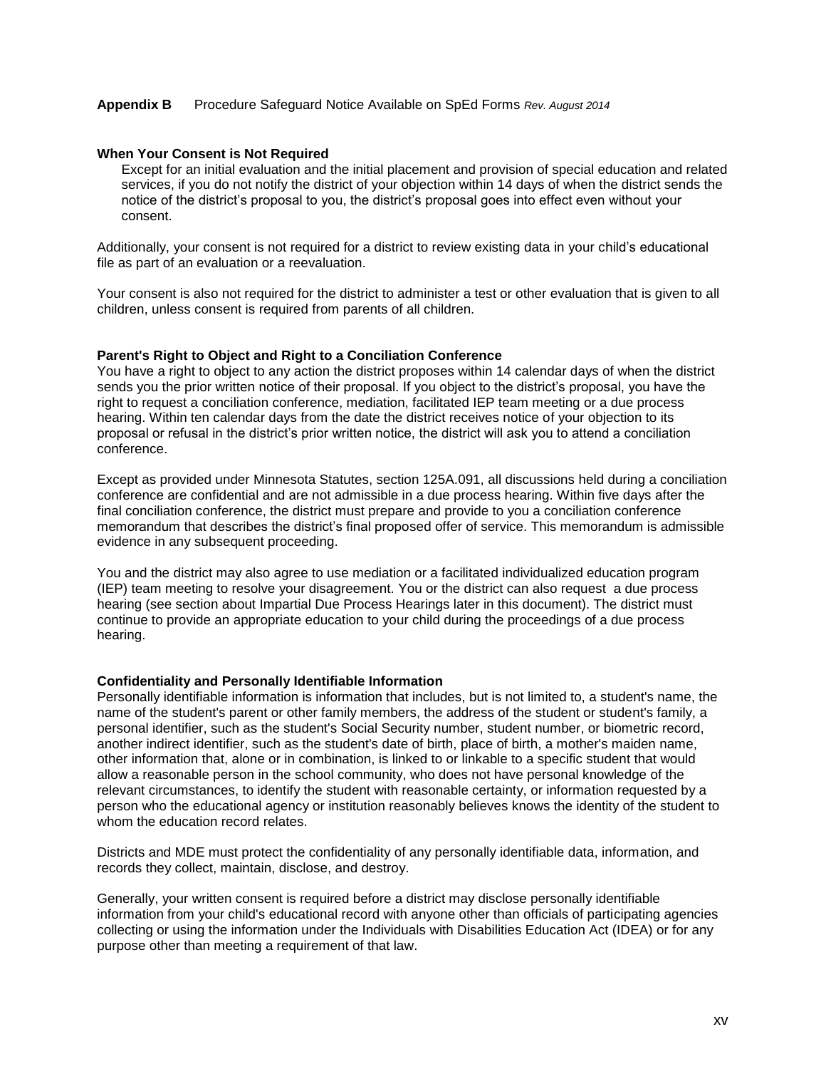**Appendix B** Procedure Safeguard Notice Available on SpEd Forms *Rev. August 2014*

**When Your Consent is Not Required**

Except for an initial evaluation and the initial placement and provision of special education and related services, if you do not notify the district of your objection within 14 days of when the district sends the notice of the district's proposal to you, the district's proposal goes into effect even without your consent.

Additionally, your consent is not required for a district to review existing data in your child's educational file as part of an evaluation or a reevaluation.

Your consent is also not required for the district to administer a test or other evaluation that is given to all children, unless consent is required from parents of all children.

**Parent's Right to Object and Right to a Conciliation Conference**

You have a right to object to any action the district proposes within 14 calendar days of when the district sends you the prior written notice of their proposal. If you object to the district's proposal, you have the right to request a conciliation conference, mediation, facilitated IEP team meeting or a due process hearing. Within ten calendar days from the date the district receives notice of your objection to its proposal or refusal in the district's prior written notice, the district will ask you to attend a conciliation conference.

Except as provided under Minnesota Statutes, section 125A.091, all discussions held during a conciliation conference are confidential and are not admissible in a due process hearing. Within five days after the final conciliation conference, the district must prepare and provide to you a conciliation conference memorandum that describes the district's final proposed offer of service. This memorandum is admissible evidence in any subsequent proceeding.

You and the district may also agree to use mediation or a facilitated individualized education program (IEP) team meeting to resolve your disagreement. You or the district can also request a due process hearing (see section about Impartial Due Process Hearings later in this document). The district must continue to provide an appropriate education to your child during the proceedings of a due process hearing.

**Confidentiality and Personally Identifiable Information**

Personally identifiable information is information that includes, but is not limited to, a student's name, the name of the student's parent or other family members, the address of the student or student's family, a personal identifier, such as the student's Social Security number, student number, or biometric record, another indirect identifier, such as the student's date of birth, place of birth, a mother's maiden name, other information that, alone or in combination, is linked to or linkable to a specific student that would allow a reasonable person in the school community, who does not have personal knowledge of the relevant circumstances, to identify the student with reasonable certainty, or information requested by a person who the educational agency or institution reasonably believes knows the identity of the student to whom the education record relates.

Districts and MDE must protect the confidentiality of any personally identifiable data, information, and records they collect, maintain, disclose, and destroy.

Generally, your written consent is required before a district may disclose personally identifiable information from your child's educational record with anyone other than officials of participating agencies collecting or using the information under the Individuals with Disabilities Education Act (IDEA) or for any purpose other than meeting a requirement of that law.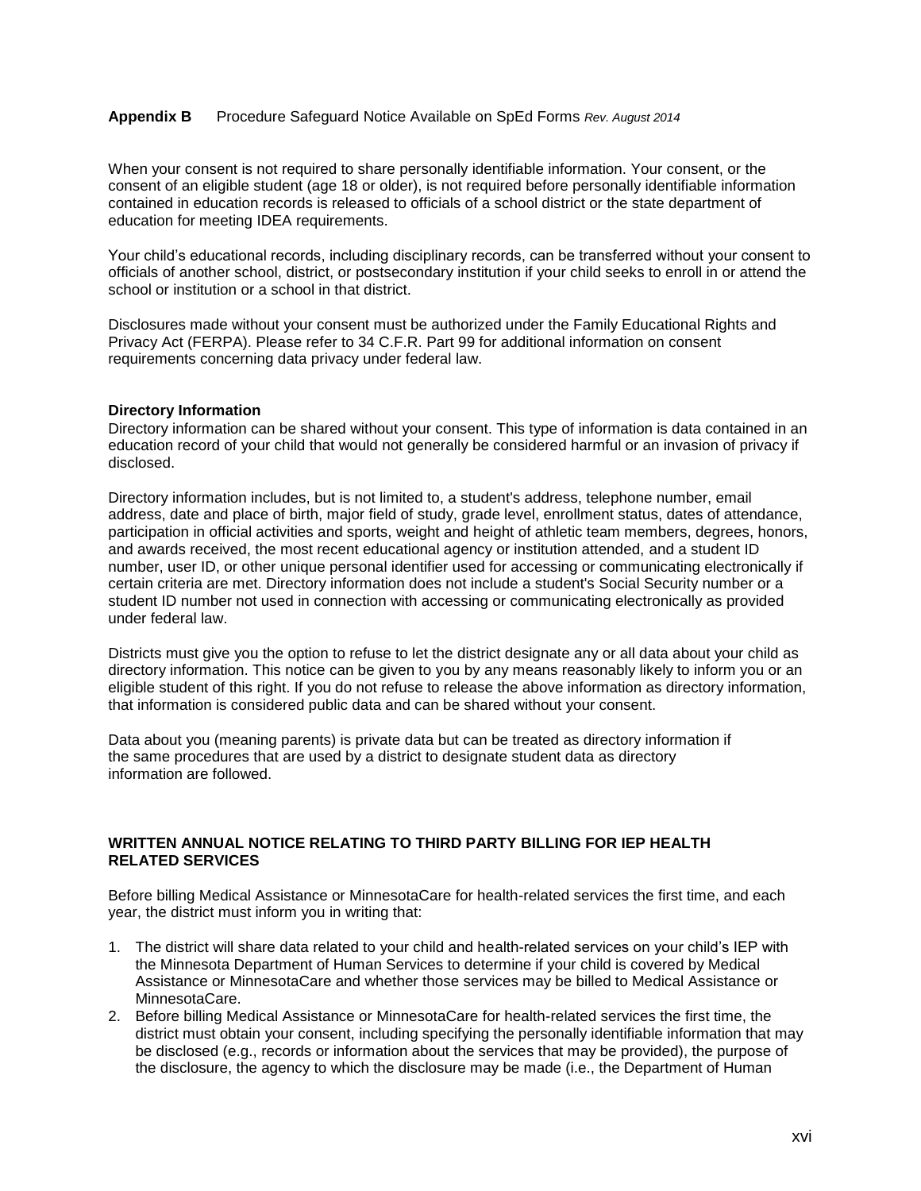When your consent is not required to share personally identifiable information. Your consent, or the consent of an eligible student (age 18 or older), is not required before personally identifiable information contained in education records is released to officials of a school district or the state department of education for meeting IDEA requirements.

Your child's educational records, including disciplinary records, can be transferred without your consent to officials of another school, district, or postsecondary institution if your child seeks to enroll in or attend the school or institution or a school in that district.

Disclosures made without your consent must be authorized under the Family Educational Rights and Privacy Act (FERPA). Please refer to 34 C.F.R. Part 99 for additional information on consent requirements concerning data privacy under federal law.

**Directory Information**

Directory information can be shared without your consent. This type of information is data contained in an education record of your child that would not generally be considered harmful or an invasion of privacy if disclosed.

Directory information includes, but is not limited to, a student's address, telephone number, email address, date and place of birth, major field of study, grade level, enrollment status, dates of attendance, participation in official activities and sports, weight and height of athletic team members, degrees, honors, and awards received, the most recent educational agency or institution attended, and a student ID number, user ID, or other unique personal identifier used for accessing or communicating electronically if certain criteria are met. Directory information does not include a student's Social Security number or a student ID number not used in connection with accessing or communicating electronically as provided under federal law.

Districts must give you the option to refuse to let the district designate any or all data about your child as directory information. This notice can be given to you by any means reasonably likely to inform you or an eligible student of this right. If you do not refuse to release the above information as directory information, that information is considered public data and can be shared without your consent.

Data about you (meaning parents) is private data but can be treated as directory information if the same procedures that are used by a district to designate student data as directory information are followed.

**WRITTEN ANNUAL NOTICE RELATING TO THIRD PARTY BILLING FOR IEP HEALTH RELATED SERVICES**

Before billing Medical Assistance or MinnesotaCare for health-related services the first time, and each year, the district must inform you in writing that:

1. The district will share data related to your child and health-related services on your child's IEP with the Minnesota Department of Human Services to determine if your child is covered by Medical Assistance or MinnesotaCare and whether those services may be billed to Medical Assistance or MinnesotaCare.
2. Before billing Medical Assistance or MinnesotaCare for health-related services the first time, the district must obtain your consent, including specifying the personally identifiable information that may be disclosed (e.g., records or information about the services that may be provided), the purpose of the disclosure, the agency to which the disclosure may be made (i.e., the Department of Human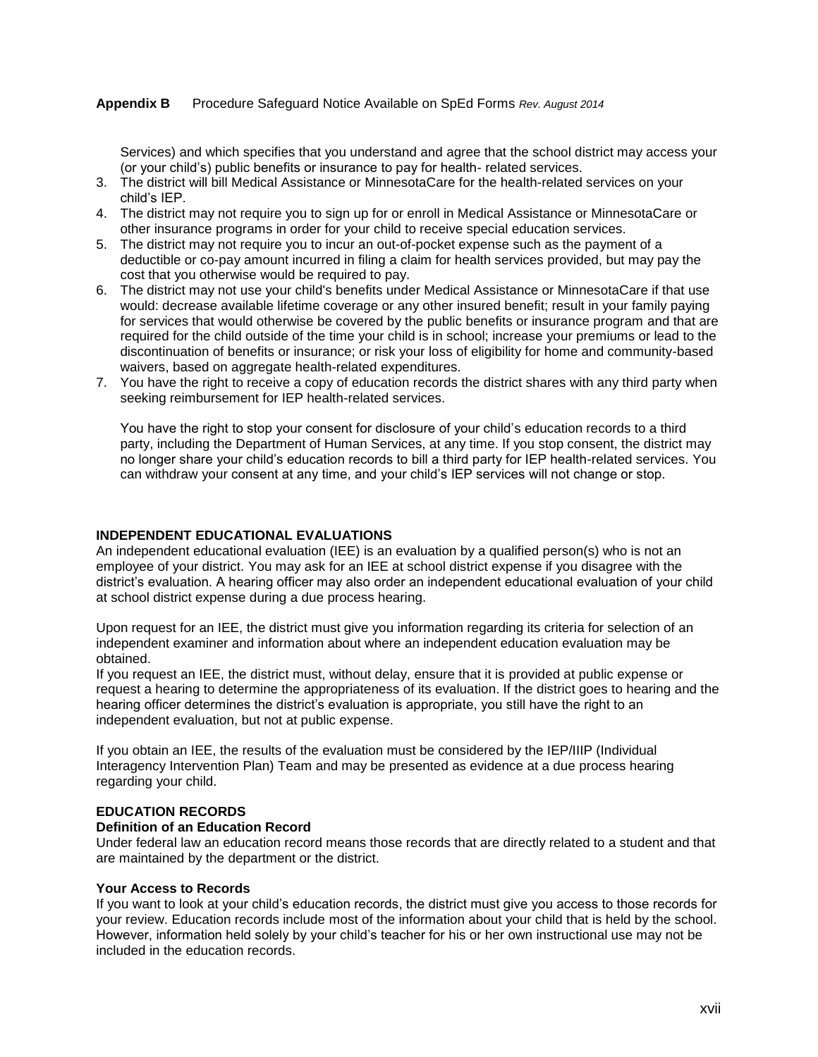Services) and which specifies that you understand and agree that the school district may access your (or your child's) public benefits or insurance to pay for health- related services.

3. The district will bill Medical Assistance or MinnesotaCare for the health-related services on your child's IEP.
4. The district may not require you to sign up for or enroll in Medical Assistance or MinnesotaCare or other insurance programs in order for your child to receive special education services.
5. The district may not require you to incur an out-of-pocket expense such as the payment of a deductible or co-pay amount incurred in filing a claim for health services provided, but may pay the cost that you otherwise would be required to pay.
6. The district may not use your child's benefits under Medical Assistance or MinnesotaCare if that use would: decrease available lifetime coverage or any other insured benefit; result in your family paying for services that would otherwise be covered by the public benefits or insurance program and that are required for the child outside of the time your child is in school; increase your premiums or lead to the discontinuation of benefits or insurance; or risk your loss of eligibility for home and community-based waivers, based on aggregate health-related expenditures.
7. You have the right to receive a copy of education records the district shares with any third party when seeking reimbursement for IEP health-related services.

   You have the right to stop your consent for disclosure of your child's education records to a third party, including the Department of Human Services, at any time. If you stop consent, the district may no longer share your child's education records to bill a third party for IEP health-related services. You can withdraw your consent at any time, and your child's IEP services will not change or stop.

## INDEPENDENT EDUCATIONAL EVALUATIONS

An independent educational evaluation (IEE) is an evaluation by a qualified person(s) who is not an employee of your district. You may ask for an IEE at school district expense if you disagree with the district's evaluation. A hearing officer may also order an independent educational evaluation of your child at school district expense during a due process hearing.

Upon request for an IEE, the district must give you information regarding its criteria for selection of an independent examiner and information about where an independent education evaluation may be obtained.

If you request an IEE, the district must, without delay, ensure that it is provided at public expense or request a hearing to determine the appropriateness of its evaluation. If the district goes to hearing and the hearing officer determines the district's evaluation is appropriate, you still have the right to an independent evaluation, but not at public expense.

If you obtain an IEE, the results of the evaluation must be considered by the IEP/IIIP (Individual Interagency Intervention Plan) Team and may be presented as evidence at a due process hearing regarding your child.

## EDUCATION RECORDS

### Definition of an Education Record

Under federal law an education record means those records that are directly related to a student and that are maintained by the department or the district.

### Your Access to Records

If you want to look at your child's education records, the district must give you access to those records for your review. Education records include most of the information about your child that is held by the school. However, information held solely by your child's teacher for his or her own instructional use may not be included in the education records.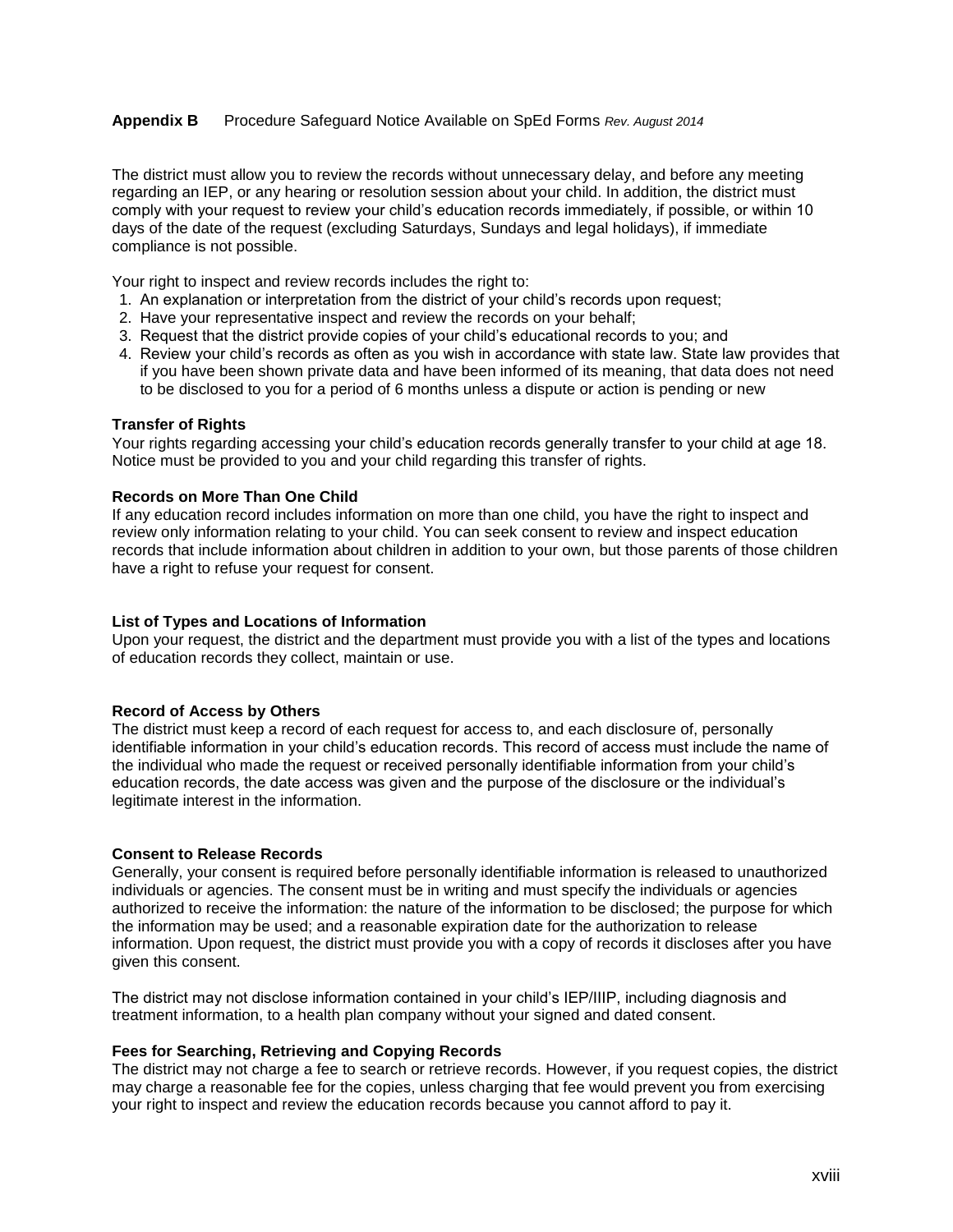**Appendix B** Procedure Safeguard Notice Available on SpEd Forms *Rev. August 2014*

The district must allow you to review the records without unnecessary delay, and before any meeting regarding an IEP, or any hearing or resolution session about your child. In addition, the district must comply with your request to review your child's education records immediately, if possible, or within 10 days of the date of the request (excluding Saturdays, Sundays and legal holidays), if immediate compliance is not possible.

Your right to inspect and review records includes the right to:

1. An explanation or interpretation from the district of your child's records upon request;
2. Have your representative inspect and review the records on your behalf;
3. Request that the district provide copies of your child's educational records to you; and
4. Review your child's records as often as you wish in accordance with state law. State law provides that if you have been shown private data and have been informed of its meaning, that data does not need to be disclosed to you for a period of 6 months unless a dispute or action is pending or new

**Transfer of Rights**
Your rights regarding accessing your child's education records generally transfer to your child at age 18. Notice must be provided to you and your child regarding this transfer of rights.

**Records on More Than One Child**
If any education record includes information on more than one child, you have the right to inspect and review only information relating to your child. You can seek consent to review and inspect education records that include information about children in addition to your own, but those parents of those children have a right to refuse your request for consent.

**List of Types and Locations of Information**
Upon your request, the district and the department must provide you with a list of the types and locations of education records they collect, maintain or use.

**Record of Access by Others**
The district must keep a record of each request for access to, and each disclosure of, personally identifiable information in your child's education records. This record of access must include the name of the individual who made the request or received personally identifiable information from your child's education records, the date access was given and the purpose of the disclosure or the individual's legitimate interest in the information.

**Consent to Release Records**
Generally, your consent is required before personally identifiable information is released to unauthorized individuals or agencies. The consent must be in writing and must specify the individuals or agencies authorized to receive the information: the nature of the information to be disclosed; the purpose for which the information may be used; and a reasonable expiration date for the authorization to release information. Upon request, the district must provide you with a copy of records it discloses after you have given this consent.

The district may not disclose information contained in your child's IEP/IIIP, including diagnosis and treatment information, to a health plan company without your signed and dated consent.

**Fees for Searching, Retrieving and Copying Records**
The district may not charge a fee to search or retrieve records. However, if you request copies, the district may charge a reasonable fee for the copies, unless charging that fee would prevent you from exercising your right to inspect and review the education records because you cannot afford to pay it.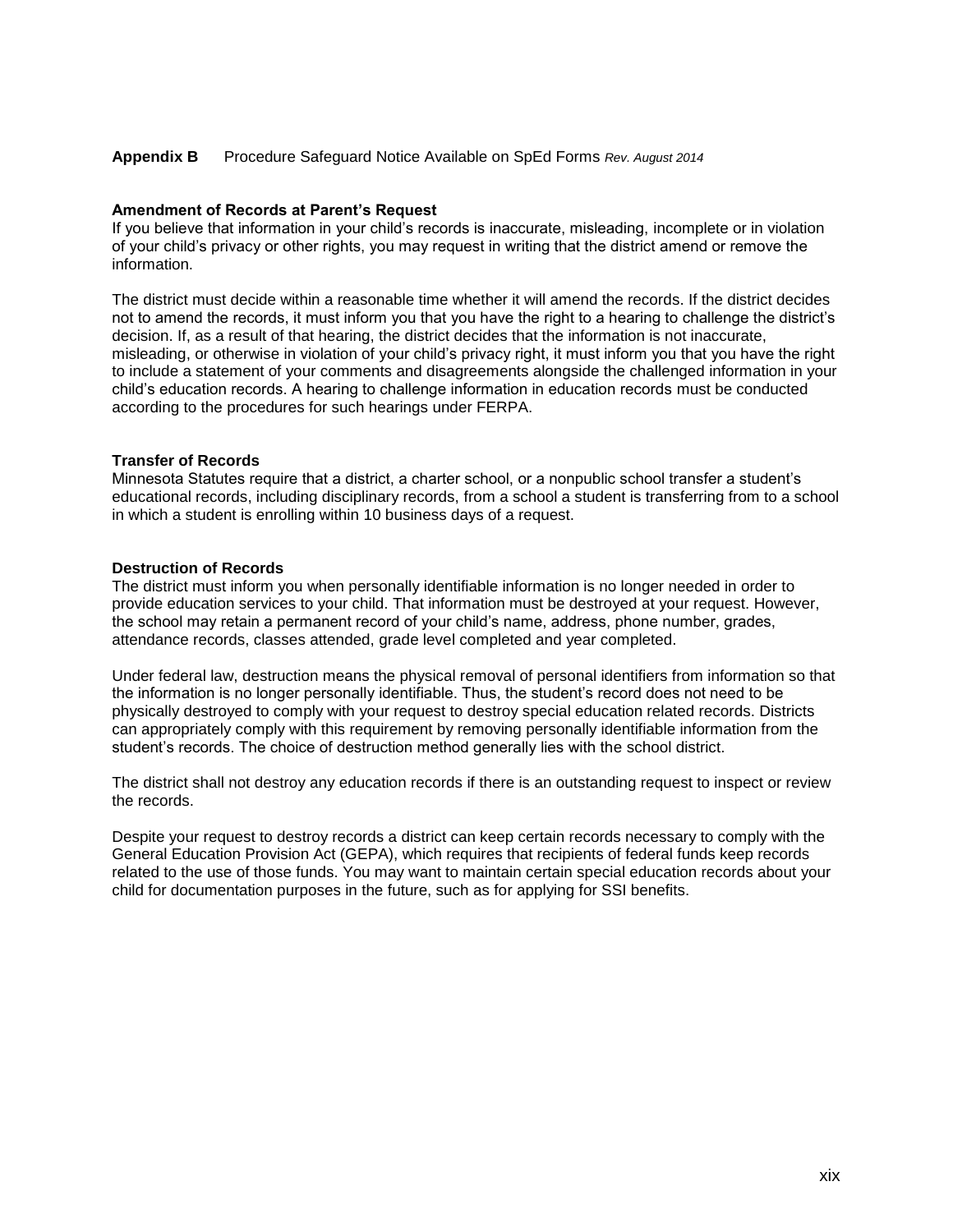**Appendix B** Procedure Safeguard Notice Available on SpEd Forms *Rev. August 2014*

### Amendment of Records at Parent's Request

If you believe that information in your child's records is inaccurate, misleading, incomplete or in violation of your child's privacy or other rights, you may request in writing that the district amend or remove the information.

The district must decide within a reasonable time whether it will amend the records. If the district decides not to amend the records, it must inform you that you have the right to a hearing to challenge the district's decision. If, as a result of that hearing, the district decides that the information is not inaccurate, misleading, or otherwise in violation of your child's privacy right, it must inform you that you have the right to include a statement of your comments and disagreements alongside the challenged information in your child's education records. A hearing to challenge information in education records must be conducted according to the procedures for such hearings under FERPA.

### Transfer of Records

Minnesota Statutes require that a district, a charter school, or a nonpublic school transfer a student's educational records, including disciplinary records, from a school a student is transferring from to a school in which a student is enrolling within 10 business days of a request.

### Destruction of Records

The district must inform you when personally identifiable information is no longer needed in order to provide education services to your child. That information must be destroyed at your request. However, the school may retain a permanent record of your child's name, address, phone number, grades, attendance records, classes attended, grade level completed and year completed.

Under federal law, destruction means the physical removal of personal identifiers from information so that the information is no longer personally identifiable. Thus, the student's record does not need to be physically destroyed to comply with your request to destroy special education related records. Districts can appropriately comply with this requirement by removing personally identifiable information from the student's records. The choice of destruction method generally lies with the school district.

The district shall not destroy any education records if there is an outstanding request to inspect or review the records.

Despite your request to destroy records a district can keep certain records necessary to comply with the General Education Provision Act (GEPA), which requires that recipients of federal funds keep records related to the use of those funds. You may want to maintain certain special education records about your child for documentation purposes in the future, such as for applying for SSI benefits.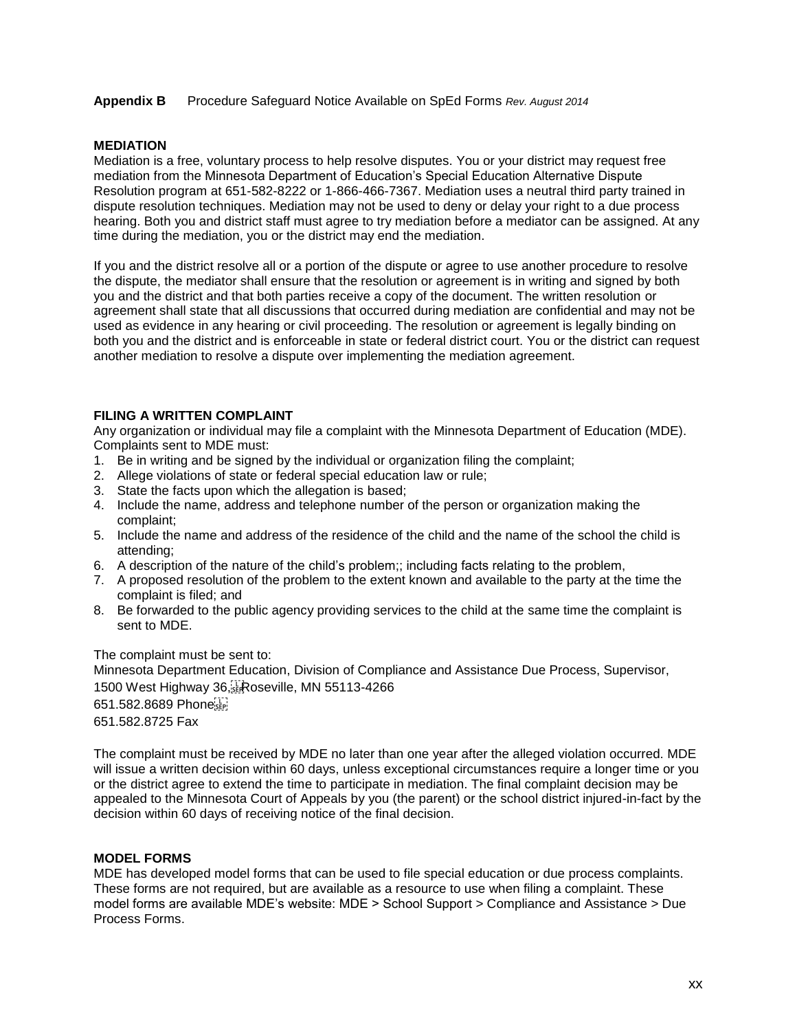**Appendix B** Procedure Safeguard Notice Available on SpEd Forms *Rev. August 2014*

**MEDIATION**

Mediation is a free, voluntary process to help resolve disputes. You or your district may request free mediation from the Minnesota Department of Education's Special Education Alternative Dispute Resolution program at 651-582-8222 or 1-866-466-7367. Mediation uses a neutral third party trained in dispute resolution techniques. Mediation may not be used to deny or delay your right to a due process hearing. Both you and district staff must agree to try mediation before a mediator can be assigned. At any time during the mediation, you or the district may end the mediation.

If you and the district resolve all or a portion of the dispute or agree to use another procedure to resolve the dispute, the mediator shall ensure that the resolution or agreement is in writing and signed by both you and the district and that both parties receive a copy of the document. The written resolution or agreement shall state that all discussions that occurred during mediation are confidential and may not be used as evidence in any hearing or civil proceeding. The resolution or agreement is legally binding on both you and the district and is enforceable in state or federal district court. You or the district can request another mediation to resolve a dispute over implementing the mediation agreement.

**FILING A WRITTEN COMPLAINT**

Any organization or individual may file a complaint with the Minnesota Department of Education (MDE). Complaints sent to MDE must:

1. Be in writing and be signed by the individual or organization filing the complaint;
2. Allege violations of state or federal special education law or rule;
3. State the facts upon which the allegation is based;
4. Include the name, address and telephone number of the person or organization making the complaint;
5. Include the name and address of the residence of the child and the name of the school the child is attending;
6. A description of the nature of the child's problem;; including facts relating to the problem,
7. A proposed resolution of the problem to the extent known and available to the party at the time the complaint is filed; and
8. Be forwarded to the public agency providing services to the child at the same time the complaint is sent to MDE.

The complaint must be sent to:

Minnesota Department Education, Division of Compliance and Assistance Due Process, Supervisor,
1500 West Highway 36, Roseville, MN 55113-4266
651.582.8689 Phone
651.582.8725 Fax

The complaint must be received by MDE no later than one year after the alleged violation occurred. MDE will issue a written decision within 60 days, unless exceptional circumstances require a longer time or you or the district agree to extend the time to participate in mediation. The final complaint decision may be appealed to the Minnesota Court of Appeals by you (the parent) or the school district injured-in-fact by the decision within 60 days of receiving notice of the final decision.

**MODEL FORMS**

MDE has developed model forms that can be used to file special education or due process complaints. These forms are not required, but are available as a resource to use when filing a complaint. These model forms are available MDE's website: MDE > School Support > Compliance and Assistance > Due Process Forms.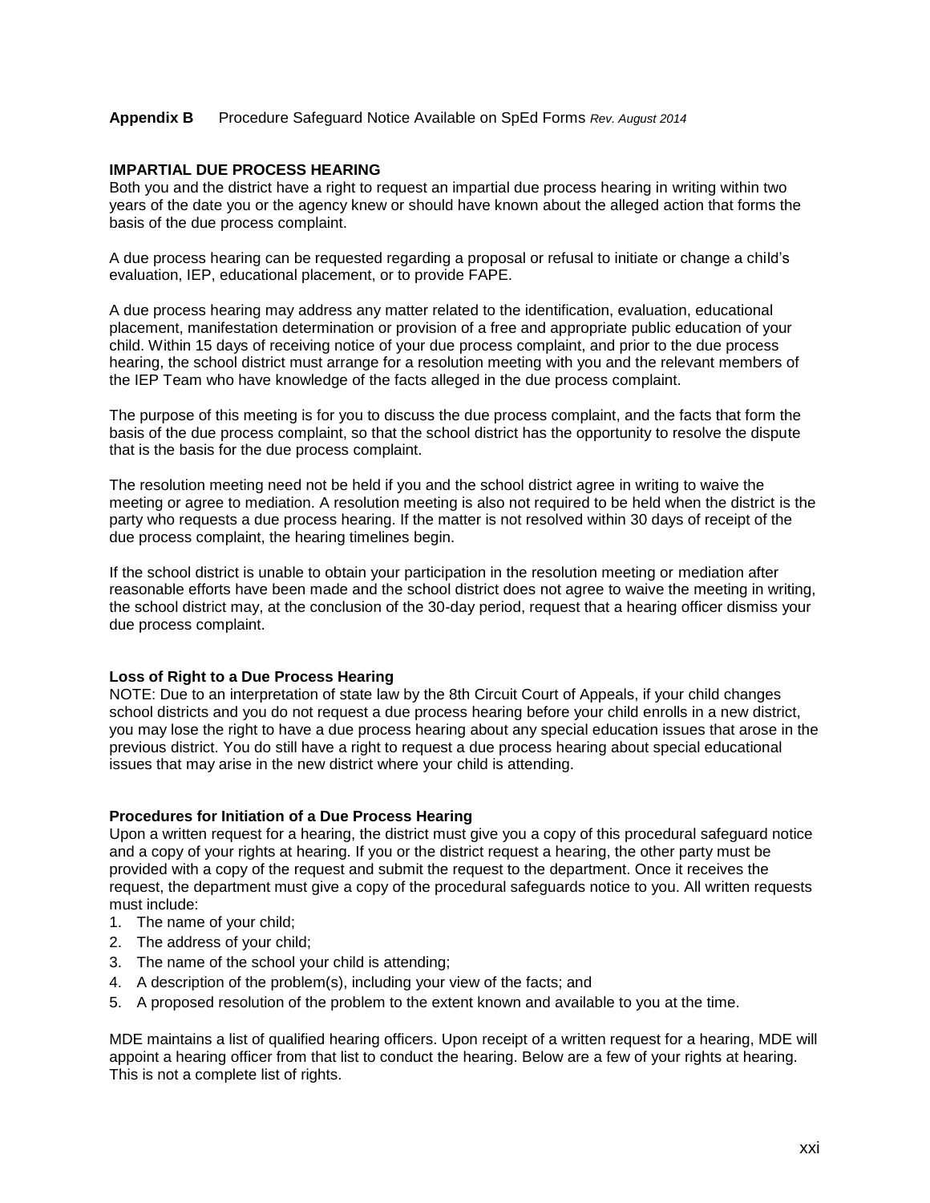**Appendix B** Procedure Safeguard Notice Available on SpEd Forms *Rev. August 2014*

**IMPARTIAL DUE PROCESS HEARING**

Both you and the district have a right to request an impartial due process hearing in writing within two years of the date you or the agency knew or should have known about the alleged action that forms the basis of the due process complaint.

A due process hearing can be requested regarding a proposal or refusal to initiate or change a child's evaluation, IEP, educational placement, or to provide FAPE.

A due process hearing may address any matter related to the identification, evaluation, educational placement, manifestation determination or provision of a free and appropriate public education of your child. Within 15 days of receiving notice of your due process complaint, and prior to the due process hearing, the school district must arrange for a resolution meeting with you and the relevant members of the IEP Team who have knowledge of the facts alleged in the due process complaint.

The purpose of this meeting is for you to discuss the due process complaint, and the facts that form the basis of the due process complaint, so that the school district has the opportunity to resolve the dispute that is the basis for the due process complaint.

The resolution meeting need not be held if you and the school district agree in writing to waive the meeting or agree to mediation. A resolution meeting is also not required to be held when the district is the party who requests a due process hearing. If the matter is not resolved within 30 days of receipt of the due process complaint, the hearing timelines begin.

If the school district is unable to obtain your participation in the resolution meeting or mediation after reasonable efforts have been made and the school district does not agree to waive the meeting in writing, the school district may, at the conclusion of the 30-day period, request that a hearing officer dismiss your due process complaint.

**Loss of Right to a Due Process Hearing**

NOTE: Due to an interpretation of state law by the 8th Circuit Court of Appeals, if your child changes school districts and you do not request a due process hearing before your child enrolls in a new district, you may lose the right to have a due process hearing about any special education issues that arose in the previous district. You do still have a right to request a due process hearing about special educational issues that may arise in the new district where your child is attending.

**Procedures for Initiation of a Due Process Hearing**

Upon a written request for a hearing, the district must give you a copy of this procedural safeguard notice and a copy of your rights at hearing. If you or the district request a hearing, the other party must be provided with a copy of the request and submit the request to the department. Once it receives the request, the department must give a copy of the procedural safeguards notice to you. All written requests must include:

1. The name of your child;
2. The address of your child;
3. The name of the school your child is attending;
4. A description of the problem(s), including your view of the facts; and
5. A proposed resolution of the problem to the extent known and available to you at the time.

MDE maintains a list of qualified hearing officers. Upon receipt of a written request for a hearing, MDE will appoint a hearing officer from that list to conduct the hearing. Below are a few of your rights at hearing. This is not a complete list of rights.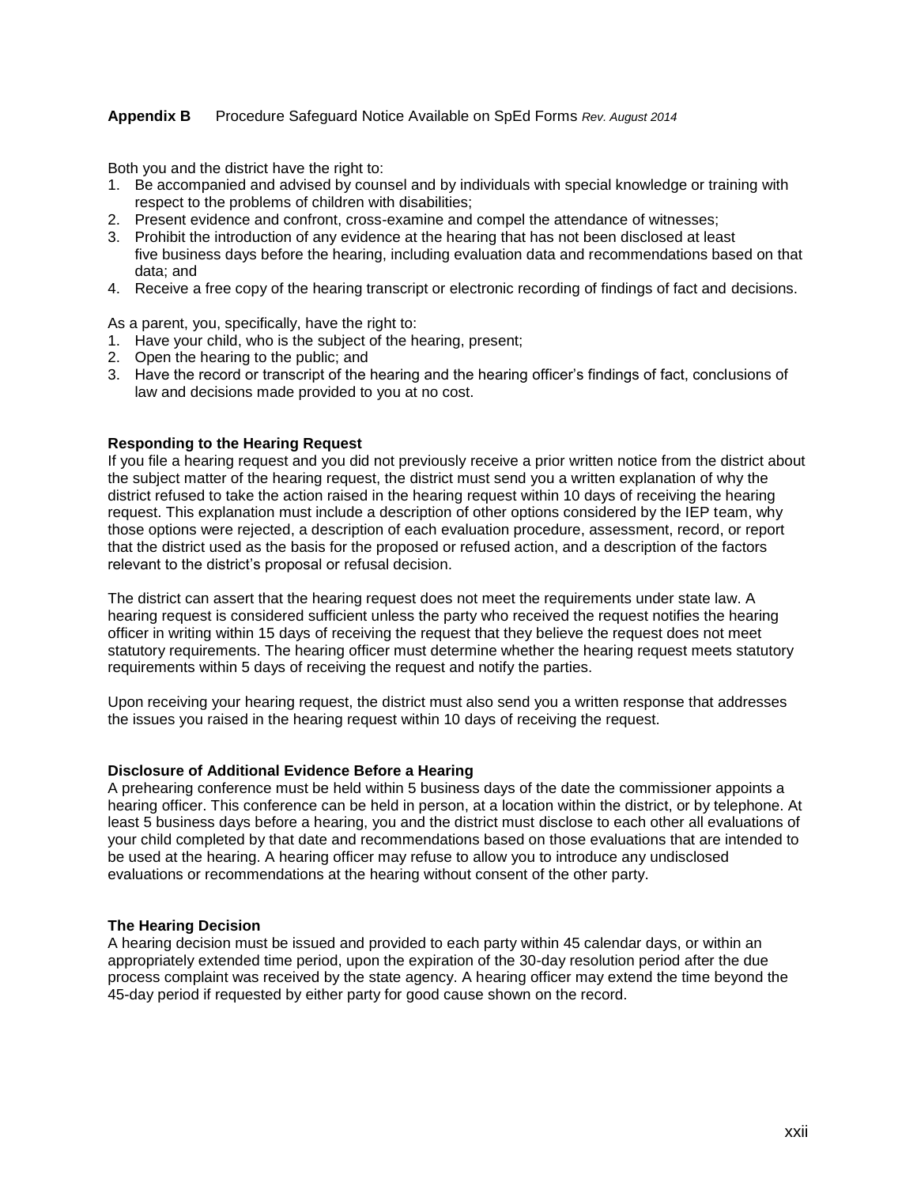Both you and the district have the right to:

1. Be accompanied and advised by counsel and by individuals with special knowledge or training with respect to the problems of children with disabilities;
2. Present evidence and confront, cross-examine and compel the attendance of witnesses;
3. Prohibit the introduction of any evidence at the hearing that has not been disclosed at least five business days before the hearing, including evaluation data and recommendations based on that data; and
4. Receive a free copy of the hearing transcript or electronic recording of findings of fact and decisions.

As a parent, you, specifically, have the right to:

1. Have your child, who is the subject of the hearing, present;
2. Open the hearing to the public; and
3. Have the record or transcript of the hearing and the hearing officer's findings of fact, conclusions of law and decisions made provided to you at no cost.

**Responding to the Hearing Request**

If you file a hearing request and you did not previously receive a prior written notice from the district about the subject matter of the hearing request, the district must send you a written explanation of why the district refused to take the action raised in the hearing request within 10 days of receiving the hearing request. This explanation must include a description of other options considered by the IEP team, why those options were rejected, a description of each evaluation procedure, assessment, record, or report that the district used as the basis for the proposed or refused action, and a description of the factors relevant to the district's proposal or refusal decision.

The district can assert that the hearing request does not meet the requirements under state law. A hearing request is considered sufficient unless the party who received the request notifies the hearing officer in writing within 15 days of receiving the request that they believe the request does not meet statutory requirements. The hearing officer must determine whether the hearing request meets statutory requirements within 5 days of receiving the request and notify the parties.

Upon receiving your hearing request, the district must also send you a written response that addresses the issues you raised in the hearing request within 10 days of receiving the request.

**Disclosure of Additional Evidence Before a Hearing**

A prehearing conference must be held within 5 business days of the date the commissioner appoints a hearing officer. This conference can be held in person, at a location within the district, or by telephone. At least 5 business days before a hearing, you and the district must disclose to each other all evaluations of your child completed by that date and recommendations based on those evaluations that are intended to be used at the hearing. A hearing officer may refuse to allow you to introduce any undisclosed evaluations or recommendations at the hearing without consent of the other party.

**The Hearing Decision**

A hearing decision must be issued and provided to each party within 45 calendar days, or within an appropriately extended time period, upon the expiration of the 30-day resolution period after the due process complaint was received by the state agency. A hearing officer may extend the time beyond the 45-day period if requested by either party for good cause shown on the record.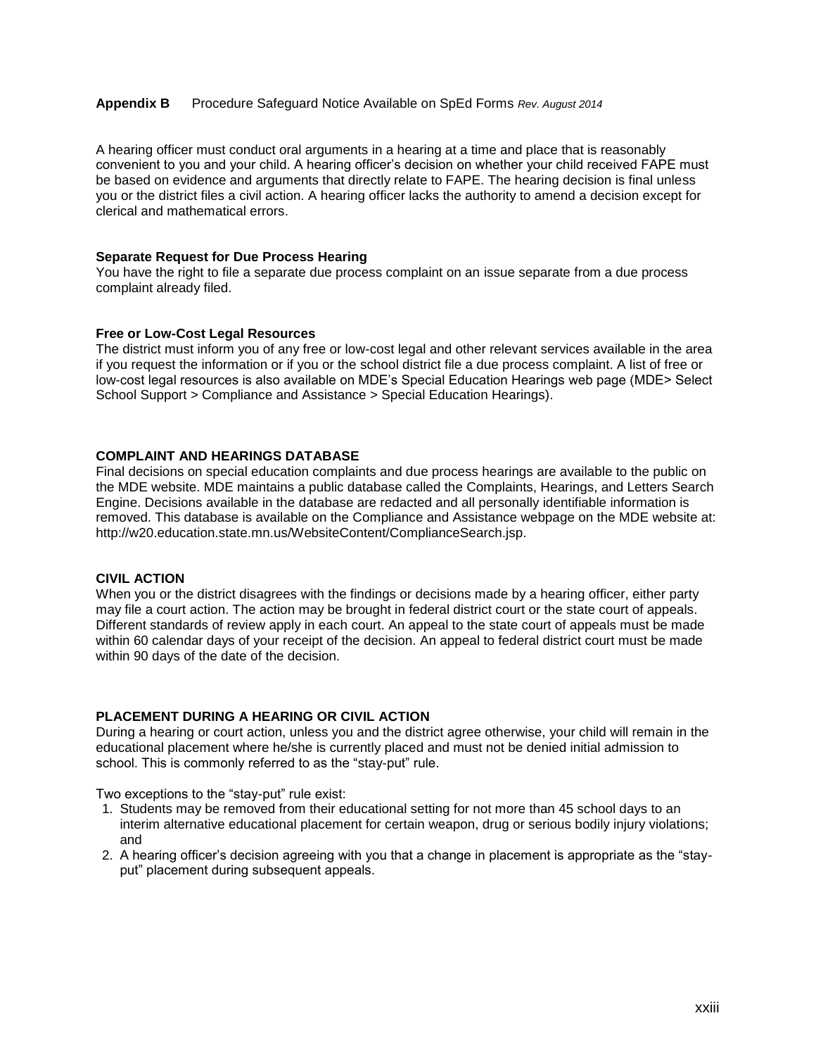A hearing officer must conduct oral arguments in a hearing at a time and place that is reasonably convenient to you and your child. A hearing officer's decision on whether your child received FAPE must be based on evidence and arguments that directly relate to FAPE. The hearing decision is final unless you or the district files a civil action. A hearing officer lacks the authority to amend a decision except for clerical and mathematical errors.

**Separate Request for Due Process Hearing**

You have the right to file a separate due process complaint on an issue separate from a due process complaint already filed.

**Free or Low-Cost Legal Resources**

The district must inform you of any free or low-cost legal and other relevant services available in the area if you request the information or if you or the school district file a due process complaint. A list of free or low-cost legal resources is also available on MDE's Special Education Hearings web page (MDE> Select School Support > Compliance and Assistance > Special Education Hearings).

## COMPLAINT AND HEARINGS DATABASE

Final decisions on special education complaints and due process hearings are available to the public on the MDE website. MDE maintains a public database called the Complaints, Hearings, and Letters Search Engine. Decisions available in the database are redacted and all personally identifiable information is removed. This database is available on the Compliance and Assistance webpage on the MDE website at: http://w20.education.state.mn.us/WebsiteContent/ComplianceSearch.jsp.

## CIVIL ACTION

When you or the district disagrees with the findings or decisions made by a hearing officer, either party may file a court action. The action may be brought in federal district court or the state court of appeals. Different standards of review apply in each court. An appeal to the state court of appeals must be made within 60 calendar days of your receipt of the decision. An appeal to federal district court must be made within 90 days of the date of the decision.

## PLACEMENT DURING A HEARING OR CIVIL ACTION

During a hearing or court action, unless you and the district agree otherwise, your child will remain in the educational placement where he/she is currently placed and must not be denied initial admission to school. This is commonly referred to as the "stay-put" rule.

Two exceptions to the "stay-put" rule exist:

1. Students may be removed from their educational setting for not more than 45 school days to an interim alternative educational placement for certain weapon, drug or serious bodily injury violations; and
2. A hearing officer's decision agreeing with you that a change in placement is appropriate as the "stay-put" placement during subsequent appeals.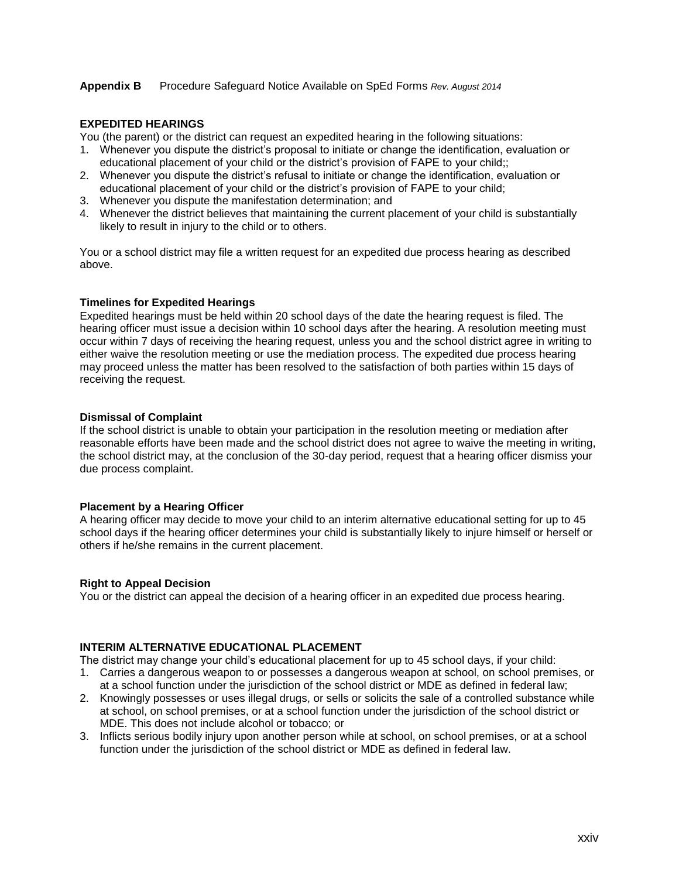**Appendix B** Procedure Safeguard Notice Available on SpEd Forms *Rev. August 2014*

## EXPEDITED HEARINGS

You (the parent) or the district can request an expedited hearing in the following situations:

1. Whenever you dispute the district's proposal to initiate or change the identification, evaluation or educational placement of your child or the district's provision of FAPE to your child;;
2. Whenever you dispute the district's refusal to initiate or change the identification, evaluation or educational placement of your child or the district's provision of FAPE to your child;
3. Whenever you dispute the manifestation determination; and
4. Whenever the district believes that maintaining the current placement of your child is substantially likely to result in injury to the child or to others.

You or a school district may file a written request for an expedited due process hearing as described above.

### Timelines for Expedited Hearings

Expedited hearings must be held within 20 school days of the date the hearing request is filed. The hearing officer must issue a decision within 10 school days after the hearing. A resolution meeting must occur within 7 days of receiving the hearing request, unless you and the school district agree in writing to either waive the resolution meeting or use the mediation process. The expedited due process hearing may proceed unless the matter has been resolved to the satisfaction of both parties within 15 days of receiving the request.

### Dismissal of Complaint

If the school district is unable to obtain your participation in the resolution meeting or mediation after reasonable efforts have been made and the school district does not agree to waive the meeting in writing, the school district may, at the conclusion of the 30-day period, request that a hearing officer dismiss your due process complaint.

### Placement by a Hearing Officer

A hearing officer may decide to move your child to an interim alternative educational setting for up to 45 school days if the hearing officer determines your child is substantially likely to injure himself or herself or others if he/she remains in the current placement.

### Right to Appeal Decision

You or the district can appeal the decision of a hearing officer in an expedited due process hearing.

## INTERIM ALTERNATIVE EDUCATIONAL PLACEMENT

The district may change your child's educational placement for up to 45 school days, if your child:

1. Carries a dangerous weapon to or possesses a dangerous weapon at school, on school premises, or at a school function under the jurisdiction of the school district or MDE as defined in federal law;
2. Knowingly possesses or uses illegal drugs, or sells or solicits the sale of a controlled substance while at school, on school premises, or at a school function under the jurisdiction of the school district or MDE. This does not include alcohol or tobacco; or
3. Inflicts serious bodily injury upon another person while at school, on school premises, or at a school function under the jurisdiction of the school district or MDE as defined in federal law.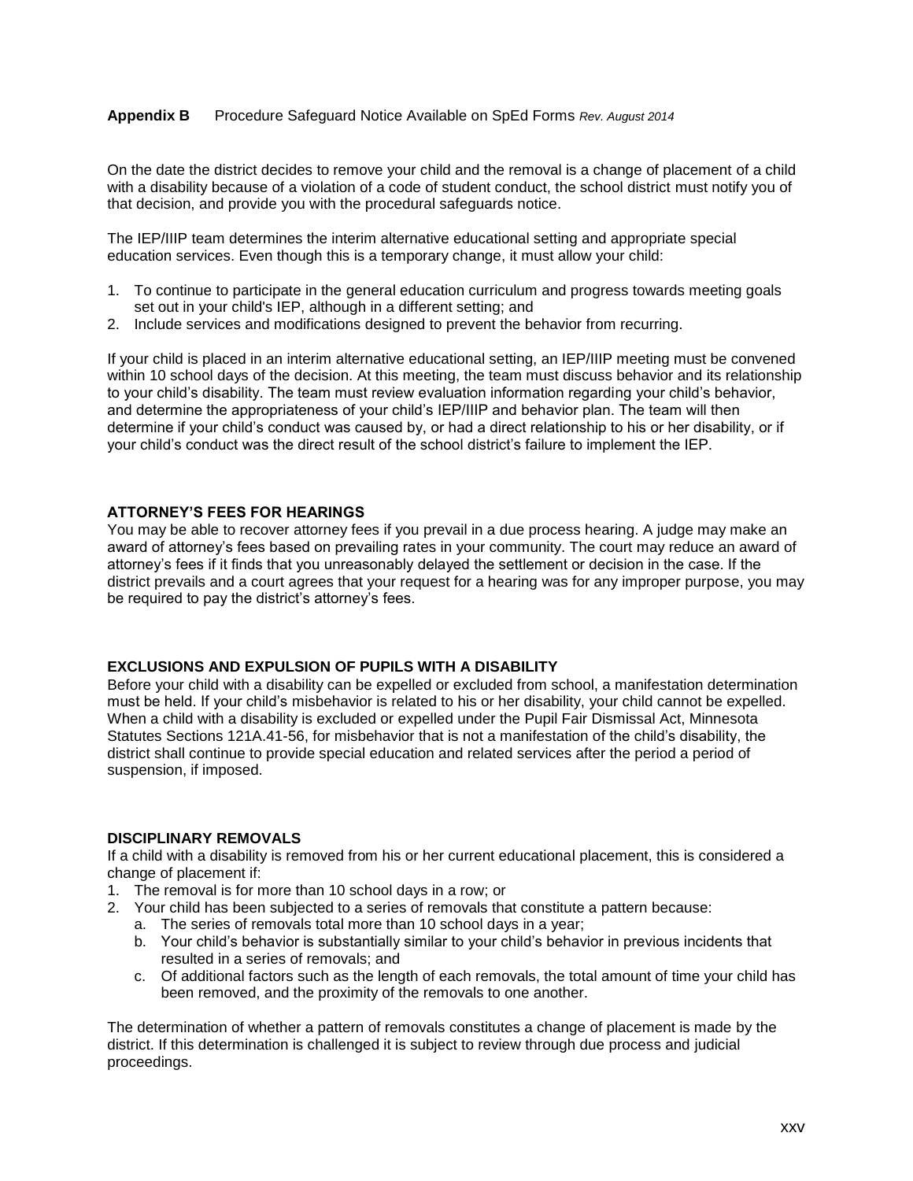**Appendix B** Procedure Safeguard Notice Available on SpEd Forms *Rev. August 2014*

On the date the district decides to remove your child and the removal is a change of placement of a child with a disability because of a violation of a code of student conduct, the school district must notify you of that decision, and provide you with the procedural safeguards notice.

The IEP/IIIP team determines the interim alternative educational setting and appropriate special education services. Even though this is a temporary change, it must allow your child:

1. To continue to participate in the general education curriculum and progress towards meeting goals set out in your child's IEP, although in a different setting; and
2. Include services and modifications designed to prevent the behavior from recurring.

If your child is placed in an interim alternative educational setting, an IEP/IIIP meeting must be convened within 10 school days of the decision. At this meeting, the team must discuss behavior and its relationship to your child's disability. The team must review evaluation information regarding your child's behavior, and determine the appropriateness of your child's IEP/IIIP and behavior plan. The team will then determine if your child's conduct was caused by, or had a direct relationship to his or her disability, or if your child's conduct was the direct result of the school district's failure to implement the IEP.

**ATTORNEY'S FEES FOR HEARINGS**

You may be able to recover attorney fees if you prevail in a due process hearing. A judge may make an award of attorney's fees based on prevailing rates in your community. The court may reduce an award of attorney's fees if it finds that you unreasonably delayed the settlement or decision in the case. If the district prevails and a court agrees that your request for a hearing was for any improper purpose, you may be required to pay the district's attorney's fees.

**EXCLUSIONS AND EXPULSION OF PUPILS WITH A DISABILITY**

Before your child with a disability can be expelled or excluded from school, a manifestation determination must be held. If your child's misbehavior is related to his or her disability, your child cannot be expelled. When a child with a disability is excluded or expelled under the Pupil Fair Dismissal Act, Minnesota Statutes Sections 121A.41-56, for misbehavior that is not a manifestation of the child's disability, the district shall continue to provide special education and related services after the period a period of suspension, if imposed.

**DISCIPLINARY REMOVALS**

If a child with a disability is removed from his or her current educational placement, this is considered a change of placement if:

1. The removal is for more than 10 school days in a row; or
2. Your child has been subjected to a series of removals that constitute a pattern because:
   a. The series of removals total more than 10 school days in a year;
   b. Your child's behavior is substantially similar to your child's behavior in previous incidents that resulted in a series of removals; and
   c. Of additional factors such as the length of each removals, the total amount of time your child has been removed, and the proximity of the removals to one another.

The determination of whether a pattern of removals constitutes a change of placement is made by the district. If this determination is challenged it is subject to review through due process and judicial proceedings.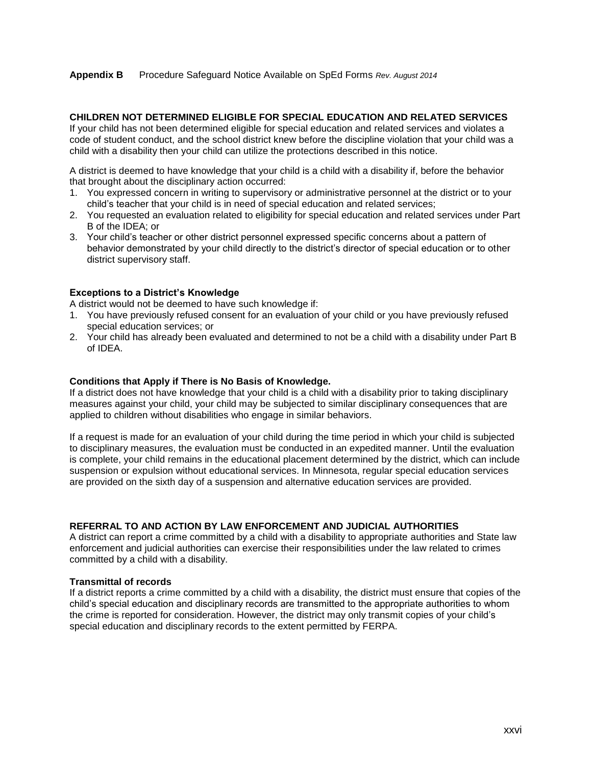## CHILDREN NOT DETERMINED ELIGIBLE FOR SPECIAL EDUCATION AND RELATED SERVICES

If your child has not been determined eligible for special education and related services and violates a code of student conduct, and the school district knew before the discipline violation that your child was a child with a disability then your child can utilize the protections described in this notice.

A district is deemed to have knowledge that your child is a child with a disability if, before the behavior that brought about the disciplinary action occurred:

1. You expressed concern in writing to supervisory or administrative personnel at the district or to your child's teacher that your child is in need of special education and related services;
2. You requested an evaluation related to eligibility for special education and related services under Part B of the IDEA; or
3. Your child's teacher or other district personnel expressed specific concerns about a pattern of behavior demonstrated by your child directly to the district's director of special education or to other district supervisory staff.

### Exceptions to a District's Knowledge

A district would not be deemed to have such knowledge if:

1. You have previously refused consent for an evaluation of your child or you have previously refused special education services; or
2. Your child has already been evaluated and determined to not be a child with a disability under Part B of IDEA.

### Conditions that Apply if There is No Basis of Knowledge.

If a district does not have knowledge that your child is a child with a disability prior to taking disciplinary measures against your child, your child may be subjected to similar disciplinary consequences that are applied to children without disabilities who engage in similar behaviors.

If a request is made for an evaluation of your child during the time period in which your child is subjected to disciplinary measures, the evaluation must be conducted in an expedited manner. Until the evaluation is complete, your child remains in the educational placement determined by the district, which can include suspension or expulsion without educational services. In Minnesota, regular special education services are provided on the sixth day of a suspension and alternative education services are provided.

## REFERRAL TO AND ACTION BY LAW ENFORCEMENT AND JUDICIAL AUTHORITIES

A district can report a crime committed by a child with a disability to appropriate authorities and State law enforcement and judicial authorities can exercise their responsibilities under the law related to crimes committed by a child with a disability.

### Transmittal of records

If a district reports a crime committed by a child with a disability, the district must ensure that copies of the child's special education and disciplinary records are transmitted to the appropriate authorities to whom the crime is reported for consideration. However, the district may only transmit copies of your child's special education and disciplinary records to the extent permitted by FERPA.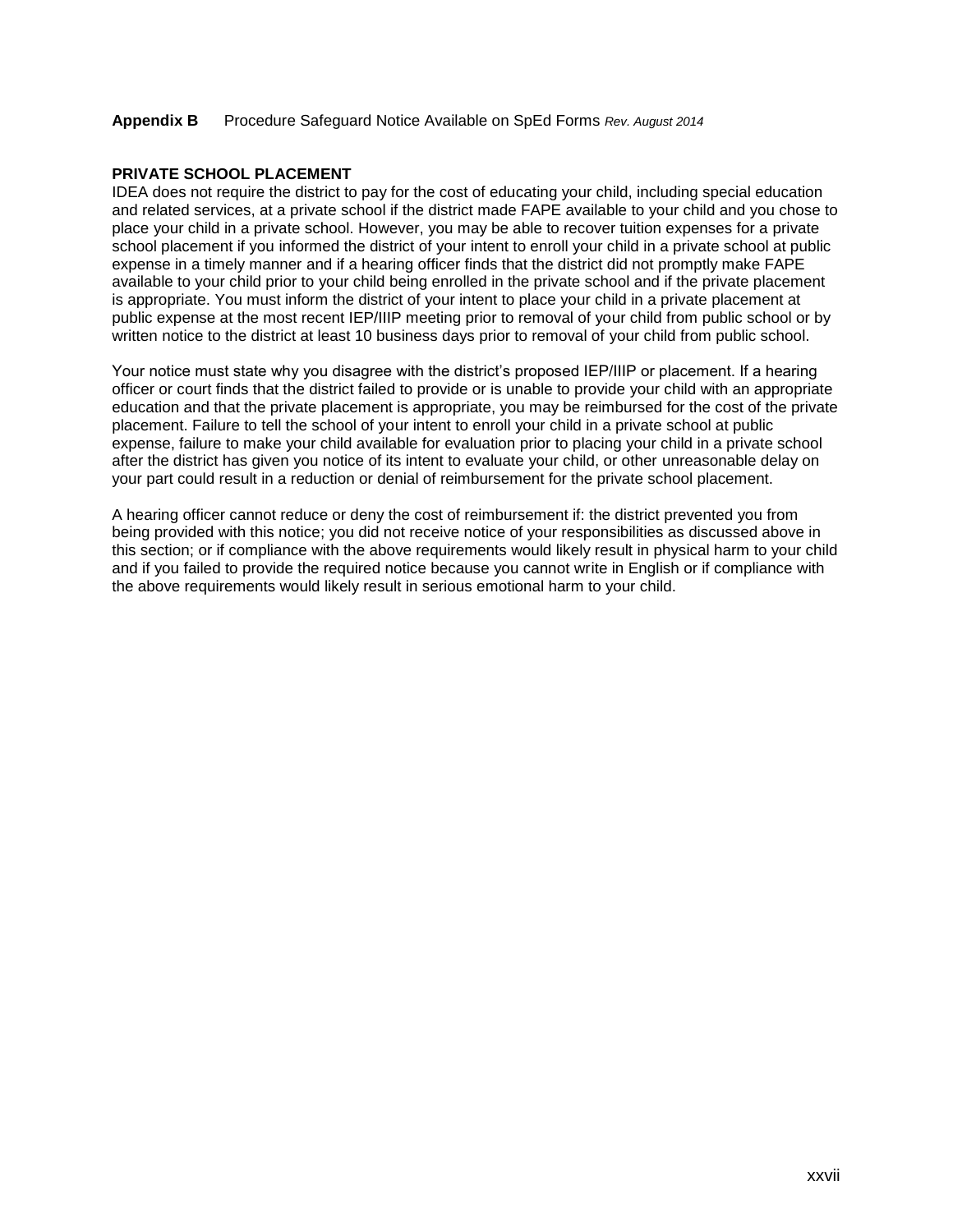**Appendix B** Procedure Safeguard Notice Available on SpEd Forms *Rev. August 2014*

**PRIVATE SCHOOL PLACEMENT**

IDEA does not require the district to pay for the cost of educating your child, including special education and related services, at a private school if the district made FAPE available to your child and you chose to place your child in a private school. However, you may be able to recover tuition expenses for a private school placement if you informed the district of your intent to enroll your child in a private school at public expense in a timely manner and if a hearing officer finds that the district did not promptly make FAPE available to your child prior to your child being enrolled in the private school and if the private placement is appropriate. You must inform the district of your intent to place your child in a private placement at public expense at the most recent IEP/IIIP meeting prior to removal of your child from public school or by written notice to the district at least 10 business days prior to removal of your child from public school.

Your notice must state why you disagree with the district's proposed IEP/IIIP or placement. If a hearing officer or court finds that the district failed to provide or is unable to provide your child with an appropriate education and that the private placement is appropriate, you may be reimbursed for the cost of the private placement. Failure to tell the school of your intent to enroll your child in a private school at public expense, failure to make your child available for evaluation prior to placing your child in a private school after the district has given you notice of its intent to evaluate your child, or other unreasonable delay on your part could result in a reduction or denial of reimbursement for the private school placement.

A hearing officer cannot reduce or deny the cost of reimbursement if: the district prevented you from being provided with this notice; you did not receive notice of your responsibilities as discussed above in this section; or if compliance with the above requirements would likely result in physical harm to your child and if you failed to provide the required notice because you cannot write in English or if compliance with the above requirements would likely result in serious emotional harm to your child.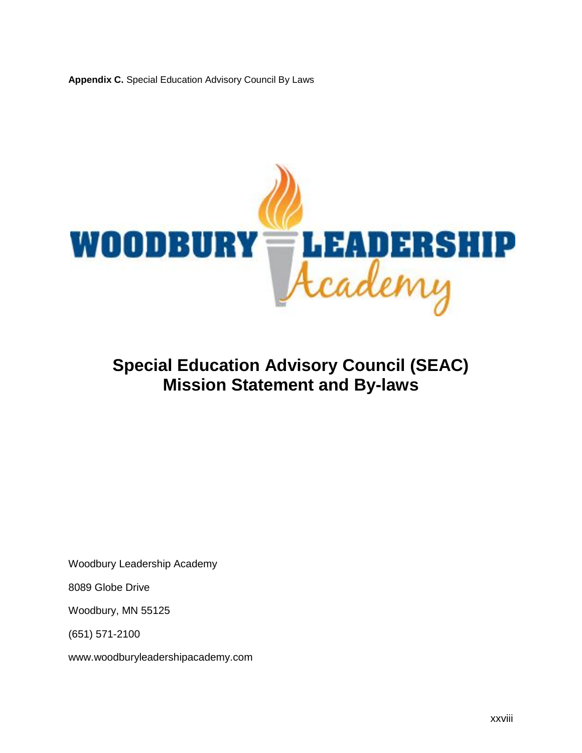**Appendix C.** Special Education Advisory Council By Laws

# Special Education Advisory Council (SEAC) Mission Statement and By-laws

Woodbury Leadership Academy

8089 Globe Drive

Woodbury, MN 55125

(651) 571-2100

www.woodburyleadershipacademy.com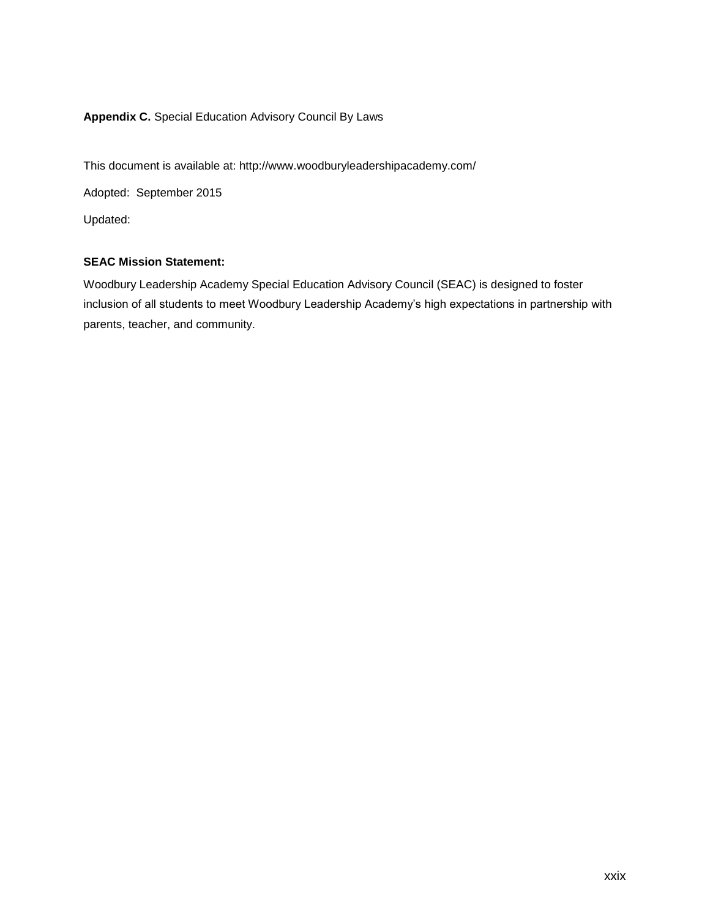**Appendix C.** Special Education Advisory Council By Laws

This document is available at: http://www.woodburyleadershipacademy.com/

Adopted: September 2015

Updated:

**SEAC Mission Statement:**

Woodbury Leadership Academy Special Education Advisory Council (SEAC) is designed to foster inclusion of all students to meet Woodbury Leadership Academy's high expectations in partnership with parents, teacher, and community.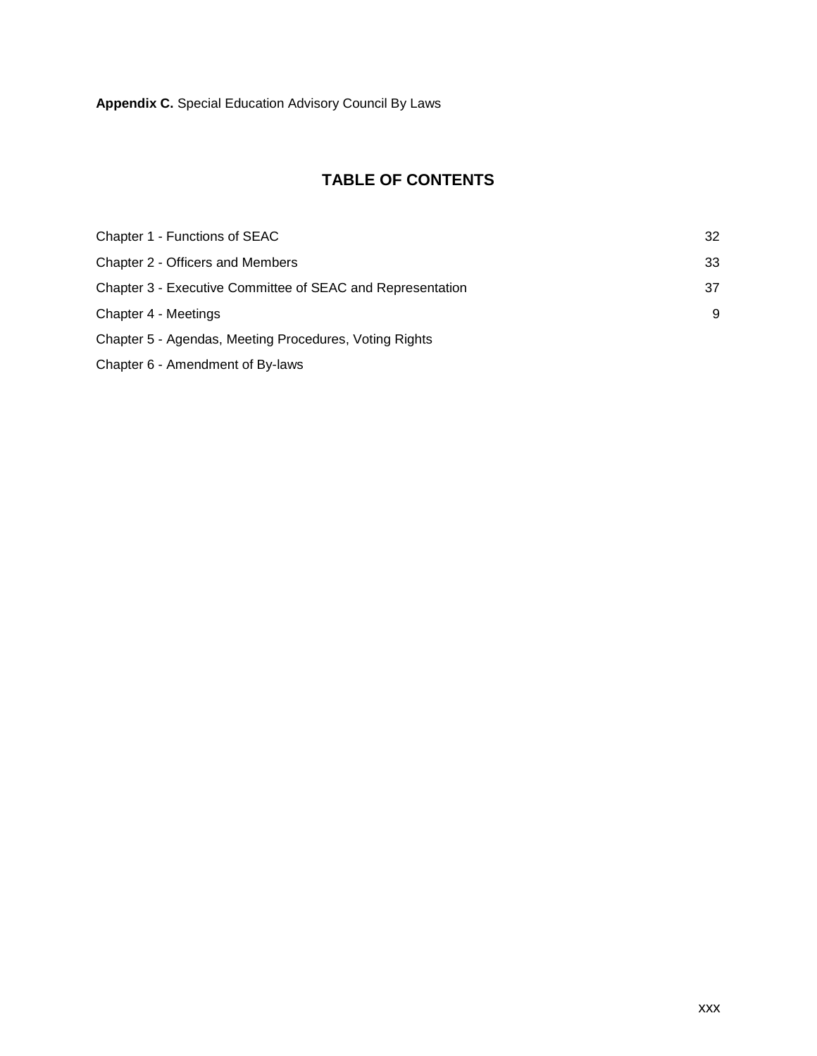**Appendix C.** Special Education Advisory Council By Laws

## TABLE OF CONTENTS

| | |
|---|---|
| Chapter 1 - Functions of SEAC | 32 |
| Chapter 2 - Officers and Members | 33 |
| Chapter 3 - Executive Committee of SEAC and Representation | 37 |
| Chapter 4 - Meetings | 9 |
| Chapter 5 - Agendas, Meeting Procedures, Voting Rights | |
| Chapter 6 - Amendment of By-laws | |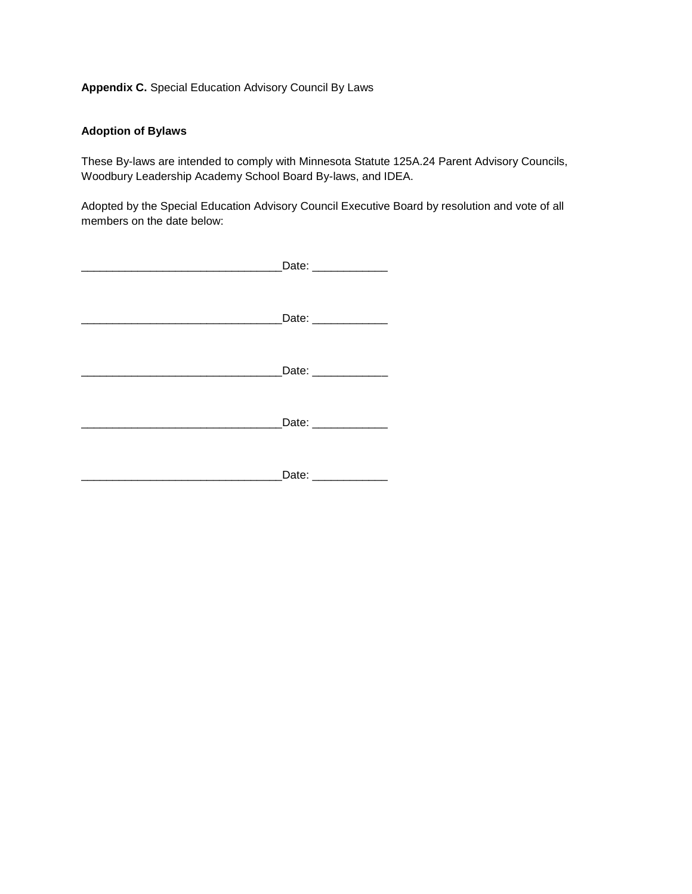**Appendix C.** Special Education Advisory Council By Laws

**Adoption of Bylaws**

These By-laws are intended to comply with Minnesota Statute 125A.24 Parent Advisory Councils, Woodbury Leadership Academy School Board By-laws, and IDEA.

Adopted by the Special Education Advisory Council Executive Board by resolution and vote of all members on the date below:

________________________________Date: ____________

________________________________Date: ____________

________________________________Date: ____________

________________________________Date: ____________

________________________________Date: ____________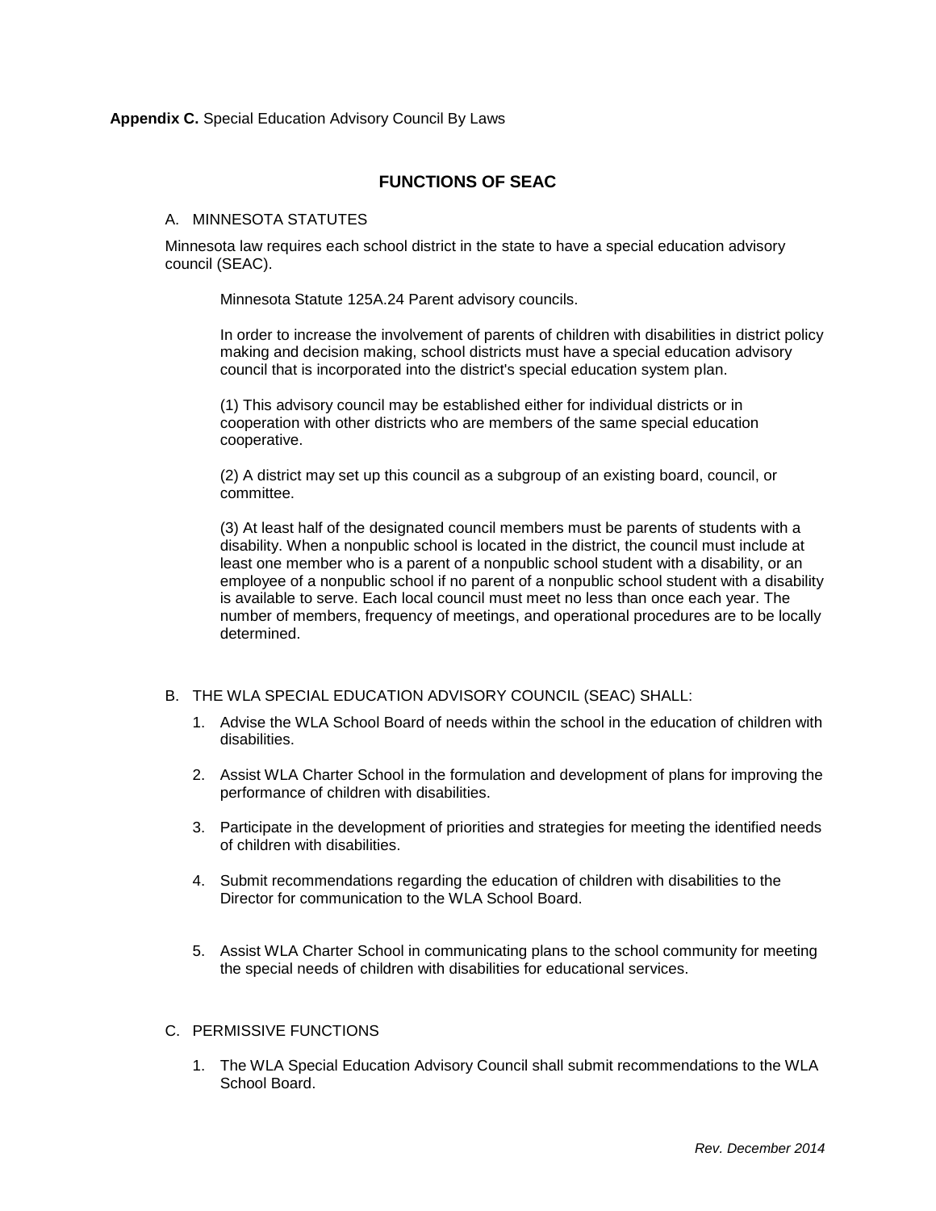**Appendix C.** Special Education Advisory Council By Laws

## FUNCTIONS OF SEAC

### A. MINNESOTA STATUTES

Minnesota law requires each school district in the state to have a special education advisory council (SEAC).

> Minnesota Statute 125A.24 Parent advisory councils.
>
> In order to increase the involvement of parents of children with disabilities in district policy making and decision making, school districts must have a special education advisory council that is incorporated into the district's special education system plan.
>
> (1) This advisory council may be established either for individual districts or in cooperation with other districts who are members of the same special education cooperative.
>
> (2) A district may set up this council as a subgroup of an existing board, council, or committee.
>
> (3) At least half of the designated council members must be parents of students with a disability. When a nonpublic school is located in the district, the council must include at least one member who is a parent of a nonpublic school student with a disability, or an employee of a nonpublic school if no parent of a nonpublic school student with a disability is available to serve. Each local council must meet no less than once each year. The number of members, frequency of meetings, and operational procedures are to be locally determined.

### B. THE WLA SPECIAL EDUCATION ADVISORY COUNCIL (SEAC) SHALL:

1. Advise the WLA School Board of needs within the school in the education of children with disabilities.
2. Assist WLA Charter School in the formulation and development of plans for improving the performance of children with disabilities.
3. Participate in the development of priorities and strategies for meeting the identified needs of children with disabilities.
4. Submit recommendations regarding the education of children with disabilities to the Director for communication to the WLA School Board.
5. Assist WLA Charter School in communicating plans to the school community for meeting the special needs of children with disabilities for educational services.

### C. PERMISSIVE FUNCTIONS

1. The WLA Special Education Advisory Council shall submit recommendations to the WLA School Board.

*Rev. December 2014*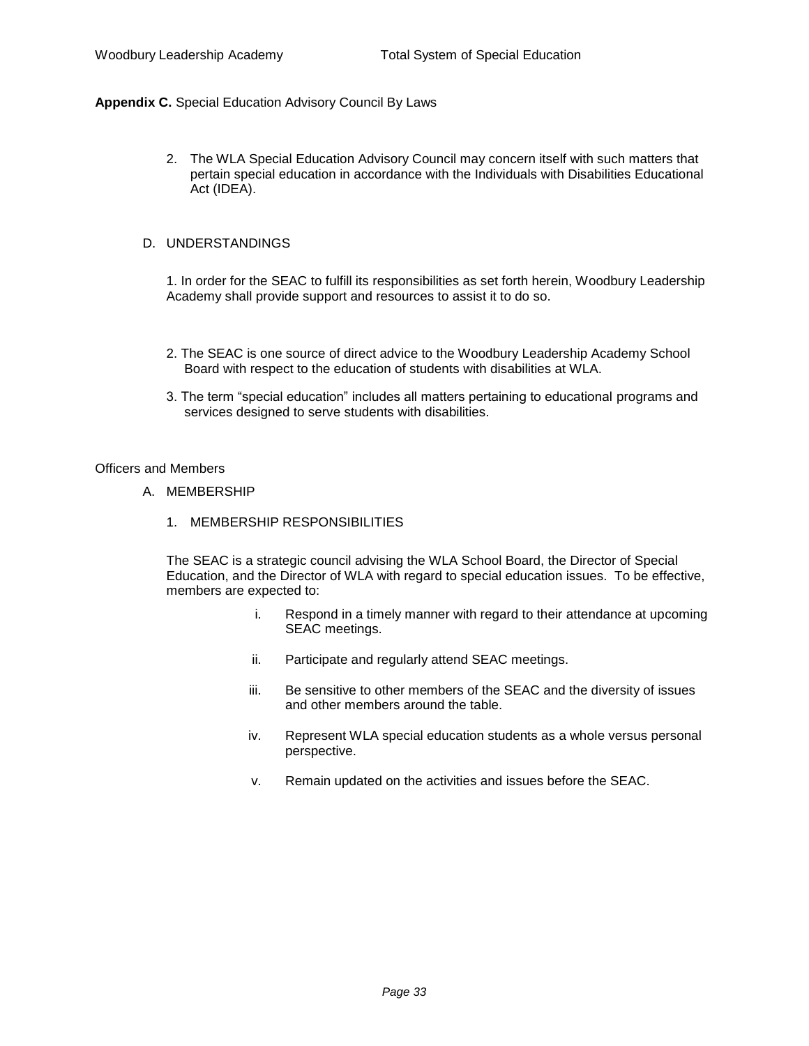**Appendix C.** Special Education Advisory Council By Laws

2. The WLA Special Education Advisory Council may concern itself with such matters that pertain special education in accordance with the Individuals with Disabilities Educational Act (IDEA).

D. UNDERSTANDINGS

1. In order for the SEAC to fulfill its responsibilities as set forth herein, Woodbury Leadership Academy shall provide support and resources to assist it to do so.

2. The SEAC is one source of direct advice to the Woodbury Leadership Academy School Board with respect to the education of students with disabilities at WLA.

3. The term "special education" includes all matters pertaining to educational programs and services designed to serve students with disabilities.

Officers and Members

A. MEMBERSHIP

1. MEMBERSHIP RESPONSIBILITIES

The SEAC is a strategic council advising the WLA School Board, the Director of Special Education, and the Director of WLA with regard to special education issues. To be effective, members are expected to:

i. Respond in a timely manner with regard to their attendance at upcoming SEAC meetings.

ii. Participate and regularly attend SEAC meetings.

iii. Be sensitive to other members of the SEAC and the diversity of issues and other members around the table.

iv. Represent WLA special education students as a whole versus personal perspective.

v. Remain updated on the activities and issues before the SEAC.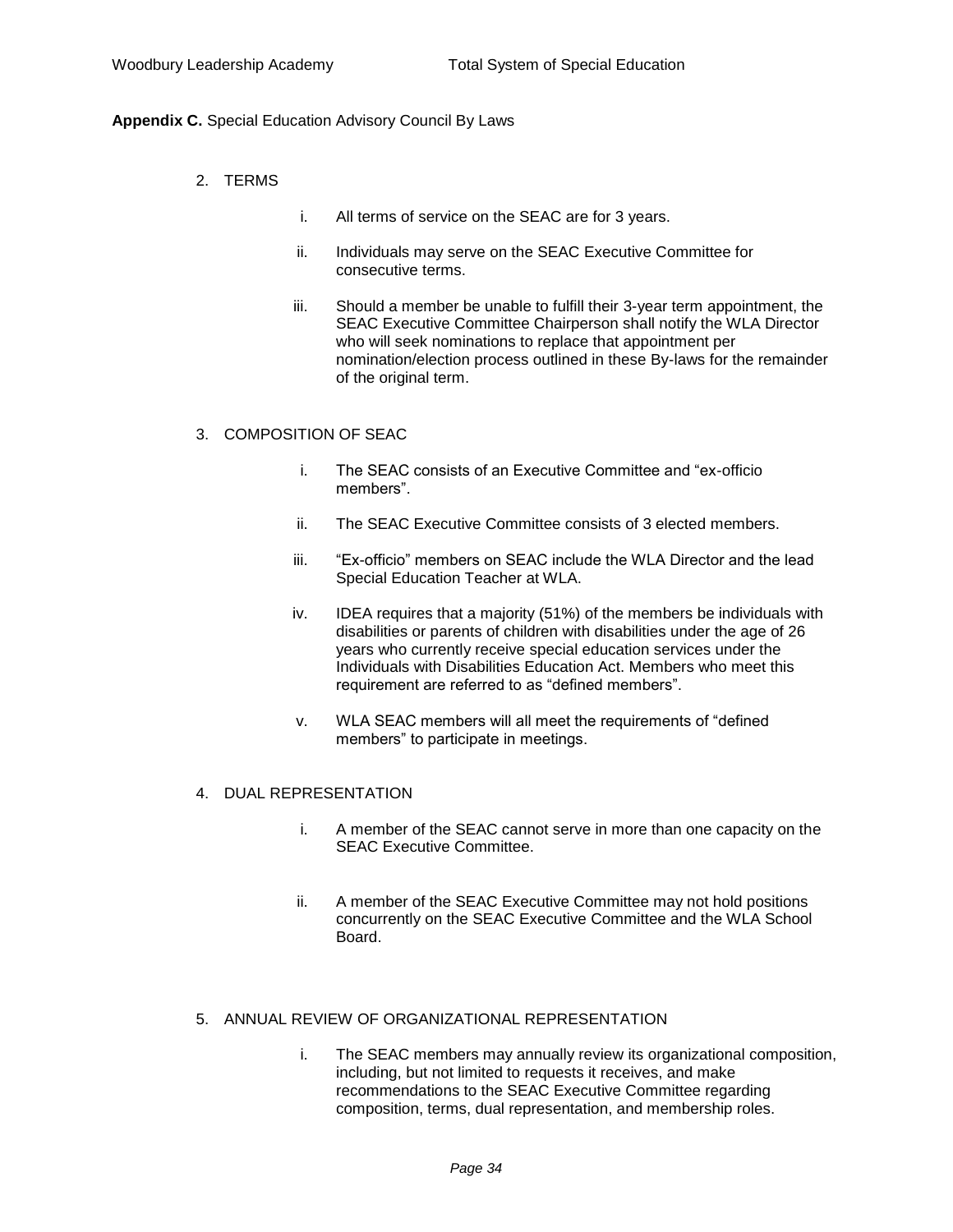**Appendix C.** Special Education Advisory Council By Laws

2. TERMS

   i. All terms of service on the SEAC are for 3 years.

   ii. Individuals may serve on the SEAC Executive Committee for consecutive terms.

   iii. Should a member be unable to fulfill their 3-year term appointment, the SEAC Executive Committee Chairperson shall notify the WLA Director who will seek nominations to replace that appointment per nomination/election process outlined in these By-laws for the remainder of the original term.

3. COMPOSITION OF SEAC

   i. The SEAC consists of an Executive Committee and "ex-officio members".

   ii. The SEAC Executive Committee consists of 3 elected members.

   iii. "Ex-officio" members on SEAC include the WLA Director and the lead Special Education Teacher at WLA.

   iv. IDEA requires that a majority (51%) of the members be individuals with disabilities or parents of children with disabilities under the age of 26 years who currently receive special education services under the Individuals with Disabilities Education Act. Members who meet this requirement are referred to as "defined members".

   v. WLA SEAC members will all meet the requirements of "defined members" to participate in meetings.

4. DUAL REPRESENTATION

   i. A member of the SEAC cannot serve in more than one capacity on the SEAC Executive Committee.

   ii. A member of the SEAC Executive Committee may not hold positions concurrently on the SEAC Executive Committee and the WLA School Board.

5. ANNUAL REVIEW OF ORGANIZATIONAL REPRESENTATION

   i. The SEAC members may annually review its organizational composition, including, but not limited to requests it receives, and make recommendations to the SEAC Executive Committee regarding composition, terms, dual representation, and membership roles.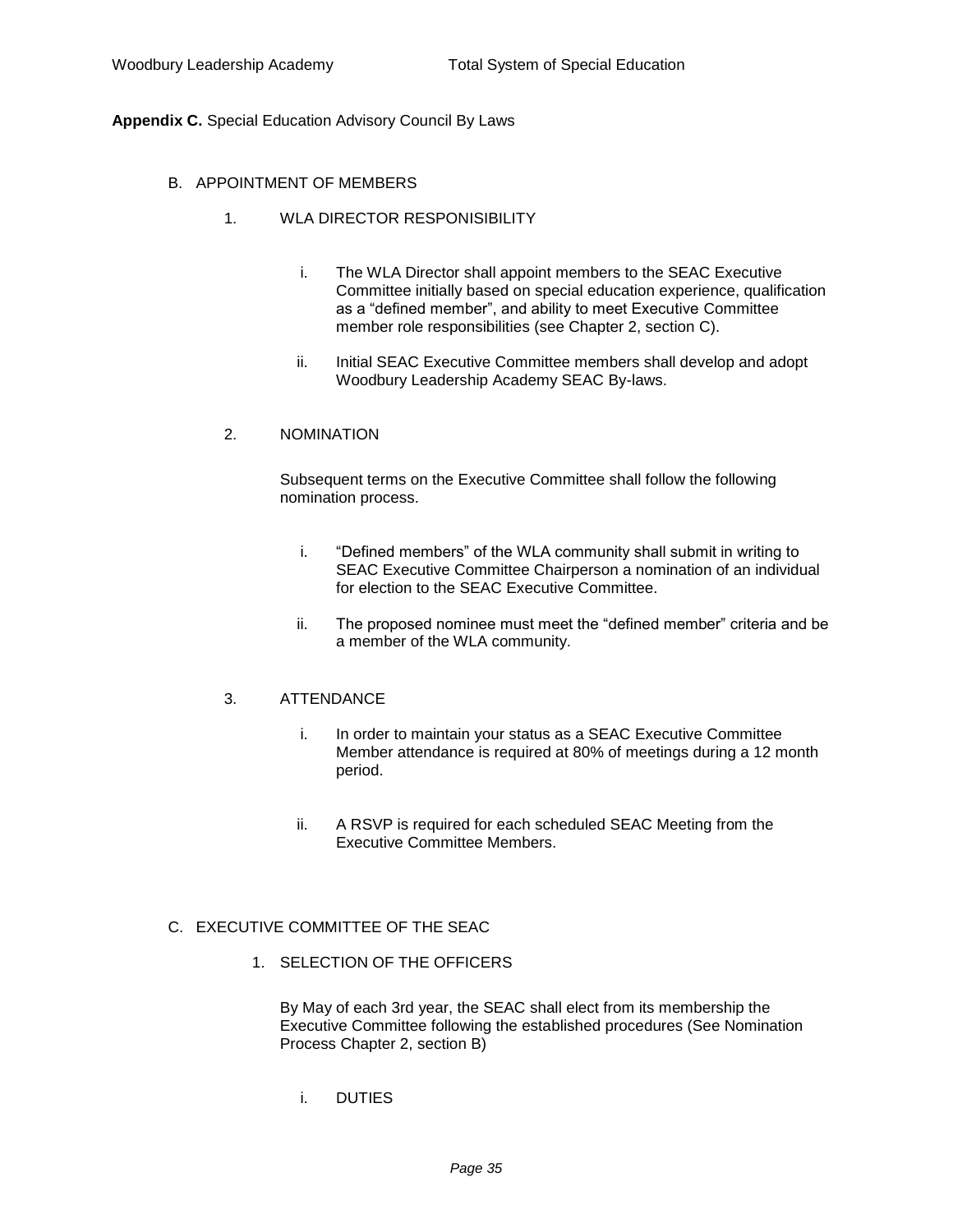**Appendix C.** Special Education Advisory Council By Laws

B. APPOINTMENT OF MEMBERS

1. WLA DIRECTOR RESPONISIBILITY

   i. The WLA Director shall appoint members to the SEAC Executive Committee initially based on special education experience, qualification as a "defined member", and ability to meet Executive Committee member role responsibilities (see Chapter 2, section C).

   ii. Initial SEAC Executive Committee members shall develop and adopt Woodbury Leadership Academy SEAC By-laws.

2. NOMINATION

   Subsequent terms on the Executive Committee shall follow the following nomination process.

   i. "Defined members" of the WLA community shall submit in writing to SEAC Executive Committee Chairperson a nomination of an individual for election to the SEAC Executive Committee.

   ii. The proposed nominee must meet the "defined member" criteria and be a member of the WLA community.

3. ATTENDANCE

   i. In order to maintain your status as a SEAC Executive Committee Member attendance is required at 80% of meetings during a 12 month period.

   ii. A RSVP is required for each scheduled SEAC Meeting from the Executive Committee Members.

C. EXECUTIVE COMMITTEE OF THE SEAC

1. SELECTION OF THE OFFICERS

   By May of each 3rd year, the SEAC shall elect from its membership the Executive Committee following the established procedures (See Nomination Process Chapter 2, section B)

   i. DUTIES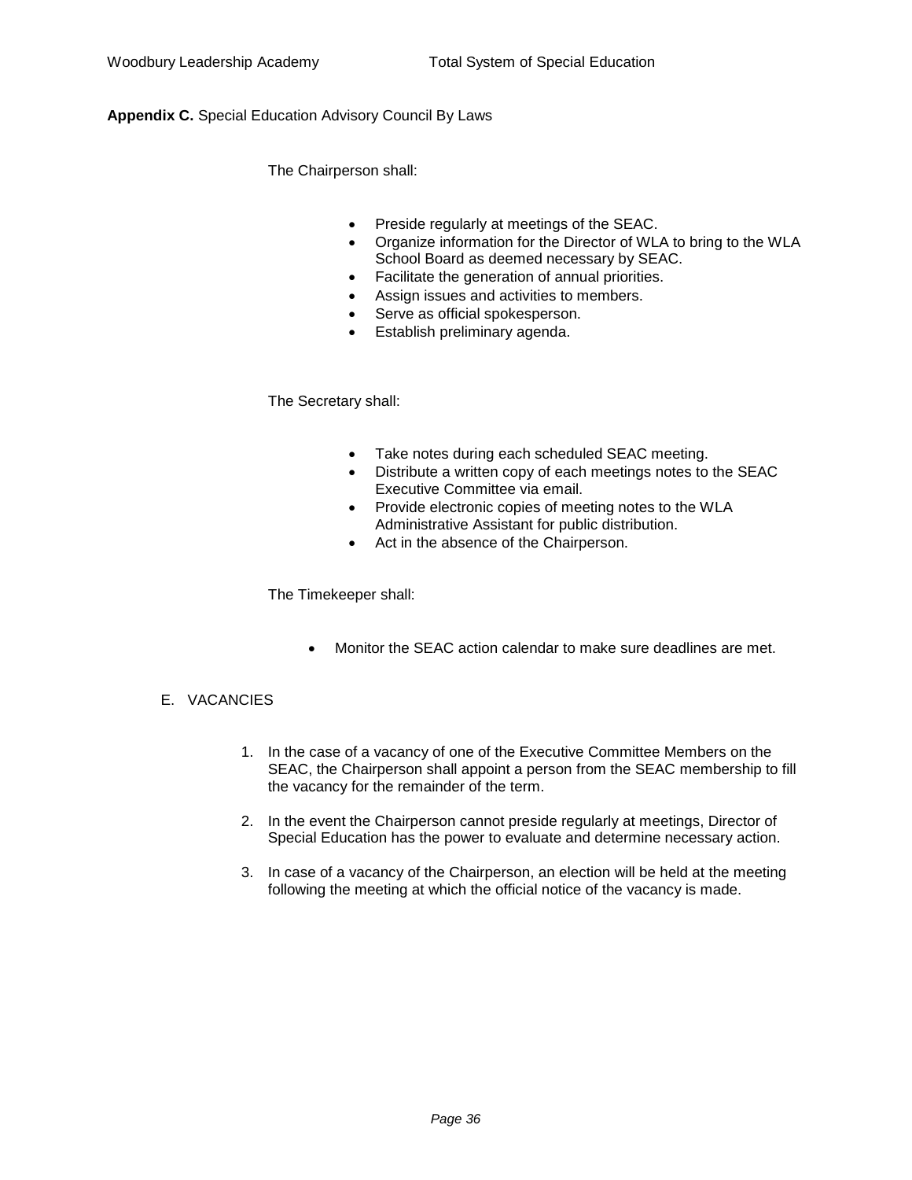**Appendix C.** Special Education Advisory Council By Laws

The Chairperson shall:

- Preside regularly at meetings of the SEAC.
- Organize information for the Director of WLA to bring to the WLA School Board as deemed necessary by SEAC.
- Facilitate the generation of annual priorities.
- Assign issues and activities to members.
- Serve as official spokesperson.
- Establish preliminary agenda.

The Secretary shall:

- Take notes during each scheduled SEAC meeting.
- Distribute a written copy of each meetings notes to the SEAC Executive Committee via email.
- Provide electronic copies of meeting notes to the WLA Administrative Assistant for public distribution.
- Act in the absence of the Chairperson.

The Timekeeper shall:

- Monitor the SEAC action calendar to make sure deadlines are met.

E. VACANCIES

1. In the case of a vacancy of one of the Executive Committee Members on the SEAC, the Chairperson shall appoint a person from the SEAC membership to fill the vacancy for the remainder of the term.

2. In the event the Chairperson cannot preside regularly at meetings, Director of Special Education has the power to evaluate and determine necessary action.

3. In case of a vacancy of the Chairperson, an election will be held at the meeting following the meeting at which the official notice of the vacancy is made.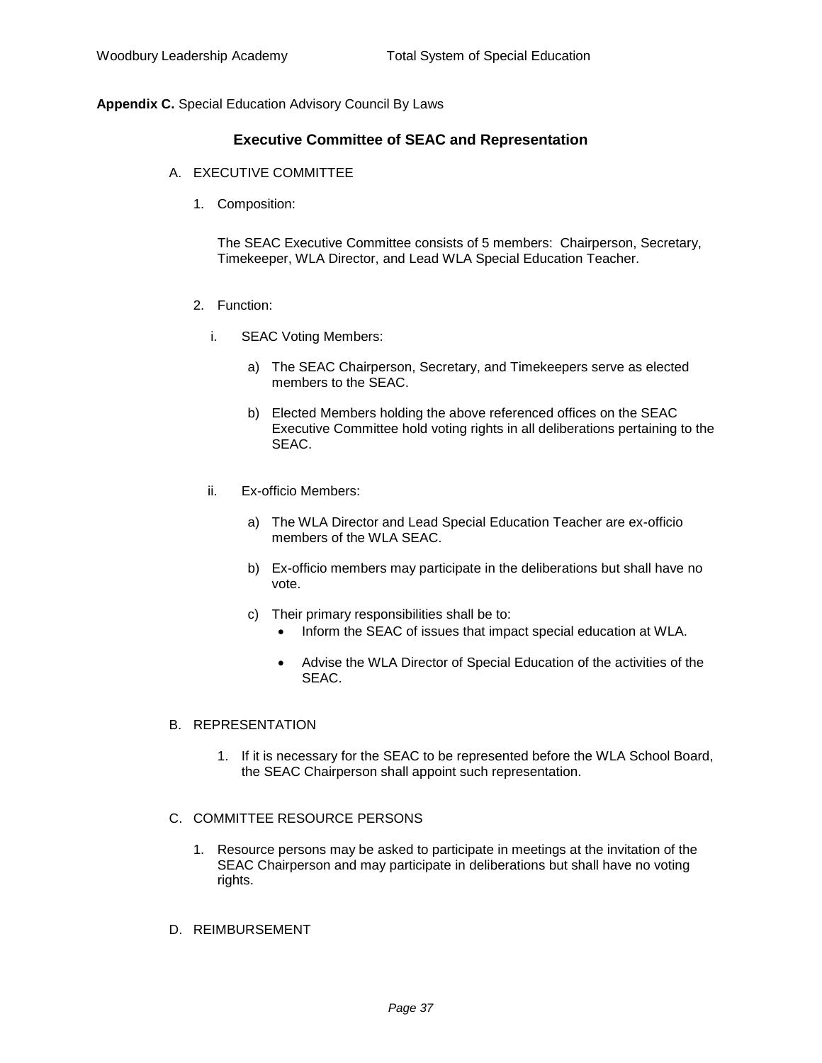**Appendix C.** Special Education Advisory Council By Laws

## Executive Committee of SEAC and Representation

A. EXECUTIVE COMMITTEE

1. Composition:

   The SEAC Executive Committee consists of 5 members: Chairperson, Secretary, Timekeeper, WLA Director, and Lead WLA Special Education Teacher.

2. Function:

   i. SEAC Voting Members:

      a) The SEAC Chairperson, Secretary, and Timekeepers serve as elected members to the SEAC.

      b) Elected Members holding the above referenced offices on the SEAC Executive Committee hold voting rights in all deliberations pertaining to the SEAC.

   ii. Ex-officio Members:

      a) The WLA Director and Lead Special Education Teacher are ex-officio members of the WLA SEAC.

      b) Ex-officio members may participate in the deliberations but shall have no vote.

      c) Their primary responsibilities shall be to:
         - Inform the SEAC of issues that impact special education at WLA.
         - Advise the WLA Director of Special Education of the activities of the SEAC.

B. REPRESENTATION

1. If it is necessary for the SEAC to be represented before the WLA School Board, the SEAC Chairperson shall appoint such representation.

C. COMMITTEE RESOURCE PERSONS

1. Resource persons may be asked to participate in meetings at the invitation of the SEAC Chairperson and may participate in deliberations but shall have no voting rights.

D. REIMBURSEMENT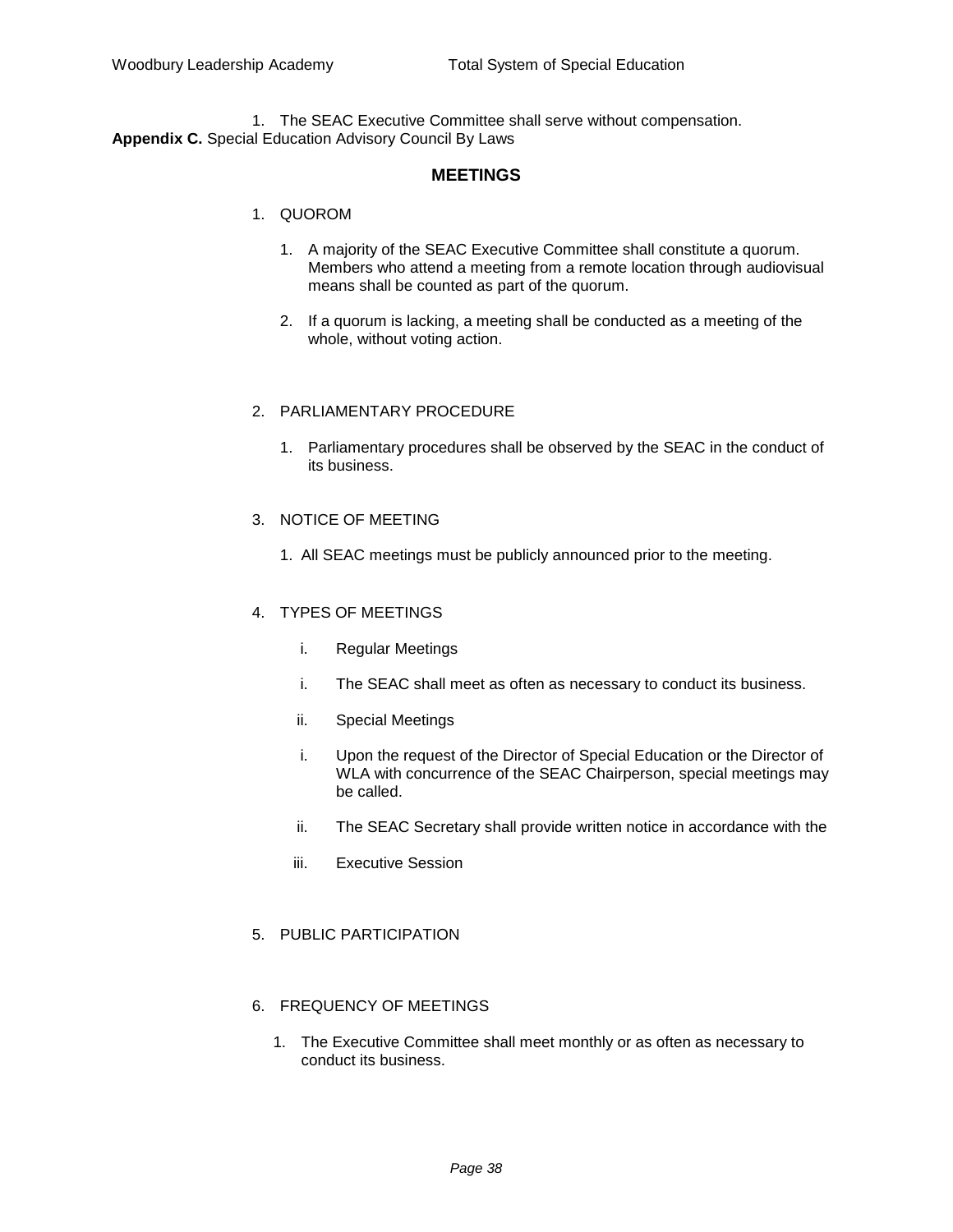1. The SEAC Executive Committee shall serve without compensation.

**Appendix C.** Special Education Advisory Council By Laws

## MEETINGS

1. QUOROM

   1. A majority of the SEAC Executive Committee shall constitute a quorum. Members who attend a meeting from a remote location through audiovisual means shall be counted as part of the quorum.

   2. If a quorum is lacking, a meeting shall be conducted as a meeting of the whole, without voting action.

2. PARLIAMENTARY PROCEDURE

   1. Parliamentary procedures shall be observed by the SEAC in the conduct of its business.

3. NOTICE OF MEETING

   1. All SEAC meetings must be publicly announced prior to the meeting.

4. TYPES OF MEETINGS

   i. Regular Meetings

   i. The SEAC shall meet as often as necessary to conduct its business.

   ii. Special Meetings

   i. Upon the request of the Director of Special Education or the Director of WLA with concurrence of the SEAC Chairperson, special meetings may be called.

   ii. The SEAC Secretary shall provide written notice in accordance with the

   iii. Executive Session

5. PUBLIC PARTICIPATION

6. FREQUENCY OF MEETINGS

   1. The Executive Committee shall meet monthly or as often as necessary to conduct its business.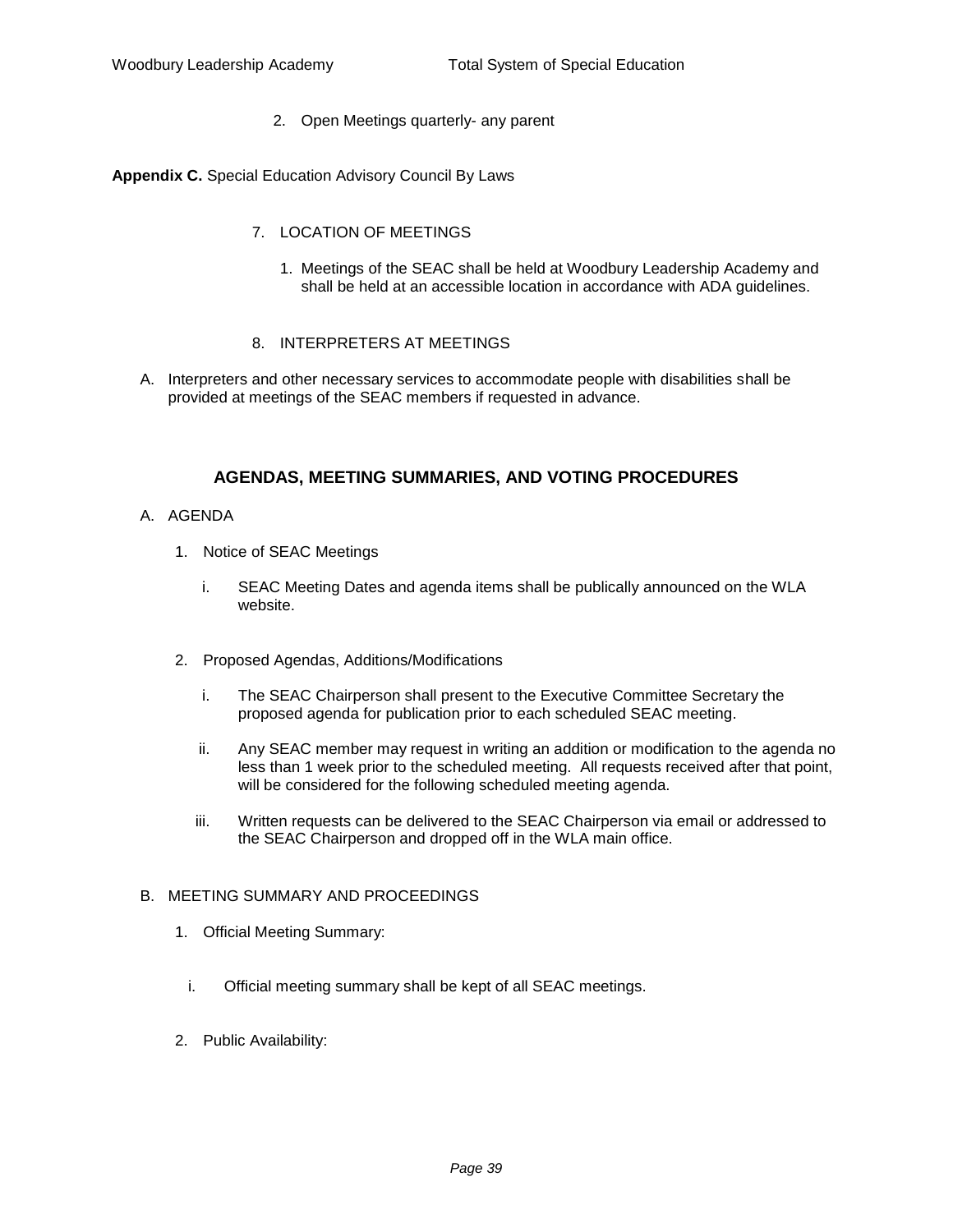2. Open Meetings quarterly- any parent

**Appendix C.** Special Education Advisory Council By Laws

7. LOCATION OF MEETINGS

   1. Meetings of the SEAC shall be held at Woodbury Leadership Academy and shall be held at an accessible location in accordance with ADA guidelines.

8. INTERPRETERS AT MEETINGS

A. Interpreters and other necessary services to accommodate people with disabilities shall be provided at meetings of the SEAC members if requested in advance.

## AGENDAS, MEETING SUMMARIES, AND VOTING PROCEDURES

A. AGENDA

1. Notice of SEAC Meetings

   i. SEAC Meeting Dates and agenda items shall be publically announced on the WLA website.

2. Proposed Agendas, Additions/Modifications

   i. The SEAC Chairperson shall present to the Executive Committee Secretary the proposed agenda for publication prior to each scheduled SEAC meeting.

   ii. Any SEAC member may request in writing an addition or modification to the agenda no less than 1 week prior to the scheduled meeting. All requests received after that point, will be considered for the following scheduled meeting agenda.

   iii. Written requests can be delivered to the SEAC Chairperson via email or addressed to the SEAC Chairperson and dropped off in the WLA main office.

B. MEETING SUMMARY AND PROCEEDINGS

1. Official Meeting Summary:

   i. Official meeting summary shall be kept of all SEAC meetings.

2. Public Availability: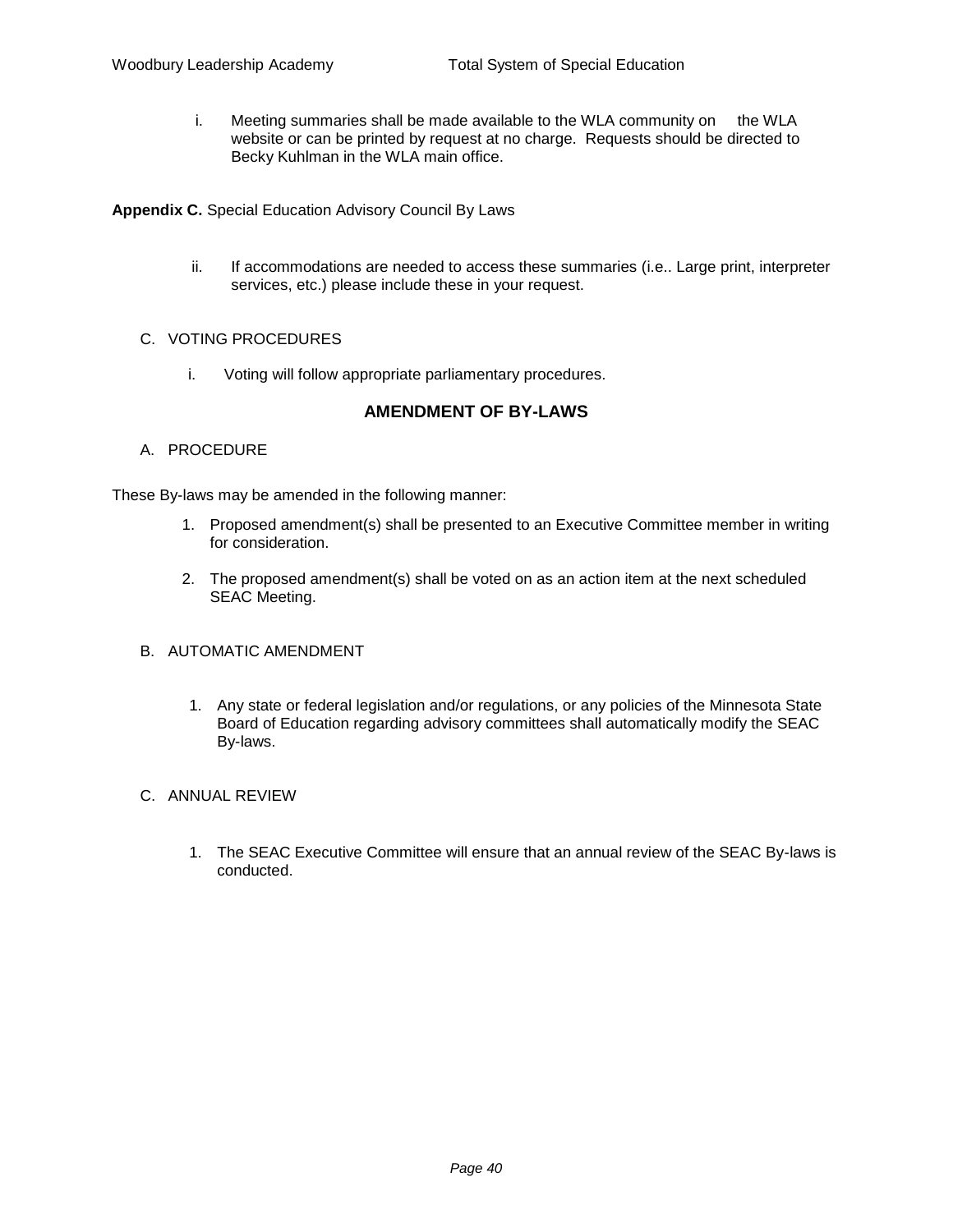i. Meeting summaries shall be made available to the WLA community on the WLA website or can be printed by request at no charge. Requests should be directed to Becky Kuhlman in the WLA main office.

**Appendix C.** Special Education Advisory Council By Laws

ii. If accommodations are needed to access these summaries (i.e.. Large print, interpreter services, etc.) please include these in your request.

C. VOTING PROCEDURES

i. Voting will follow appropriate parliamentary procedures.

## AMENDMENT OF BY-LAWS

A. PROCEDURE

These By-laws may be amended in the following manner:

1. Proposed amendment(s) shall be presented to an Executive Committee member in writing for consideration.
2. The proposed amendment(s) shall be voted on as an action item at the next scheduled SEAC Meeting.

B. AUTOMATIC AMENDMENT

1. Any state or federal legislation and/or regulations, or any policies of the Minnesota State Board of Education regarding advisory committees shall automatically modify the SEAC By-laws.

C. ANNUAL REVIEW

1. The SEAC Executive Committee will ensure that an annual review of the SEAC By-laws is conducted.